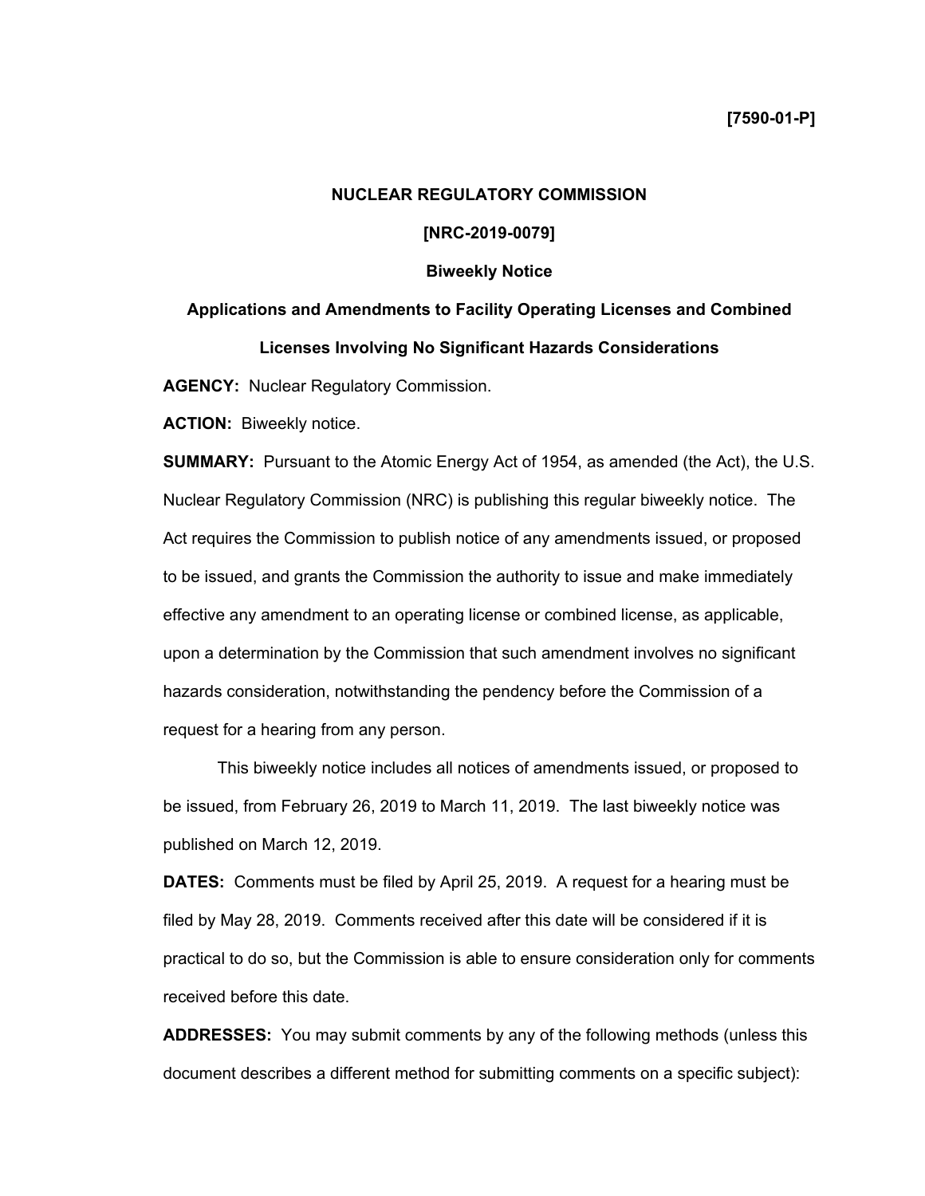**[7590-01-P]**

# NUCLEAR REGULATORY COMMISSION

## [NRC-2019-0079]

## Biweekly Notice

## Applications and Amendments to Facility Operating Licenses and Combined Licenses Involving No Significant Hazards Considerations

**AGENCY:** Nuclear Regulatory Commission.

**ACTION:** Biweekly notice.

**SUMMARY:** Pursuant to the Atomic Energy Act of 1954, as amended (the Act), the U.S. Nuclear Regulatory Commission (NRC) is publishing this regular biweekly notice. The Act requires the Commission to publish notice of any amendments issued, or proposed to be issued, and grants the Commission the authority to issue and make immediately effective any amendment to an operating license or combined license, as applicable, upon a determination by the Commission that such amendment involves no significant hazards consideration, notwithstanding the pendency before the Commission of a request for a hearing from any person.

This biweekly notice includes all notices of amendments issued, or proposed to be issued, from February 26, 2019 to March 11, 2019. The last biweekly notice was published on March 12, 2019.

**DATES:** Comments must be filed by April 25, 2019. A request for a hearing must be filed by May 28, 2019. Comments received after this date will be considered if it is practical to do so, but the Commission is able to ensure consideration only for comments received before this date.

**ADDRESSES:** You may submit comments by any of the following methods (unless this document describes a different method for submitting comments on a specific subject):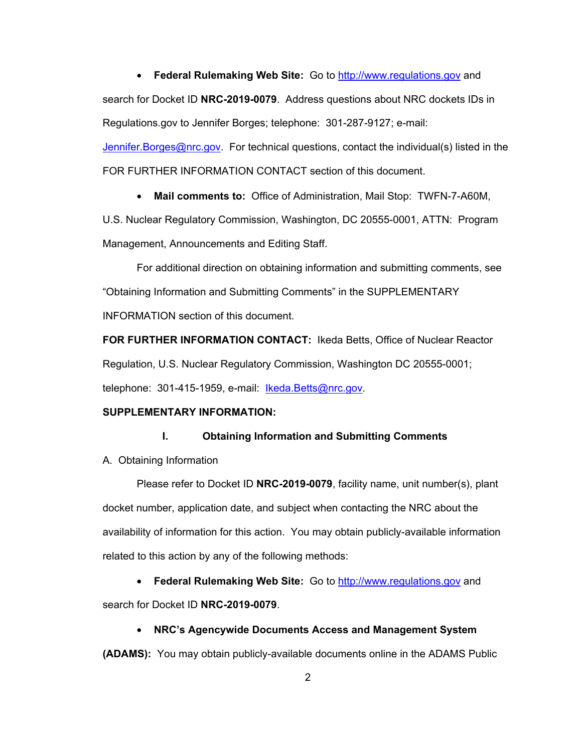- **Federal Rulemaking Web Site:** Go to http://www.regulations.gov and search for Docket ID **NRC-2019-0079**. Address questions about NRC dockets IDs in Regulations.gov to Jennifer Borges; telephone: 301-287-9127; e-mail: Jennifer.Borges@nrc.gov. For technical questions, contact the individual(s) listed in the FOR FURTHER INFORMATION CONTACT section of this document.

- **Mail comments to:** Office of Administration, Mail Stop: TWFN-7-A60M, U.S. Nuclear Regulatory Commission, Washington, DC 20555-0001, ATTN: Program Management, Announcements and Editing Staff.

For additional direction on obtaining information and submitting comments, see "Obtaining Information and Submitting Comments" in the SUPPLEMENTARY INFORMATION section of this document.

**FOR FURTHER INFORMATION CONTACT:** Ikeda Betts, Office of Nuclear Reactor Regulation, U.S. Nuclear Regulatory Commission, Washington DC 20555-0001; telephone: 301-415-1959, e-mail: Ikeda.Betts@nrc.gov.

**SUPPLEMENTARY INFORMATION:**

## I. Obtaining Information and Submitting Comments

A. Obtaining Information

Please refer to Docket ID **NRC-2019-0079**, facility name, unit number(s), plant docket number, application date, and subject when contacting the NRC about the availability of information for this action. You may obtain publicly-available information related to this action by any of the following methods:

- **Federal Rulemaking Web Site:** Go to http://www.regulations.gov and search for Docket ID **NRC-2019-0079**.

- **NRC's Agencywide Documents Access and Management System (ADAMS):** You may obtain publicly-available documents online in the ADAMS Public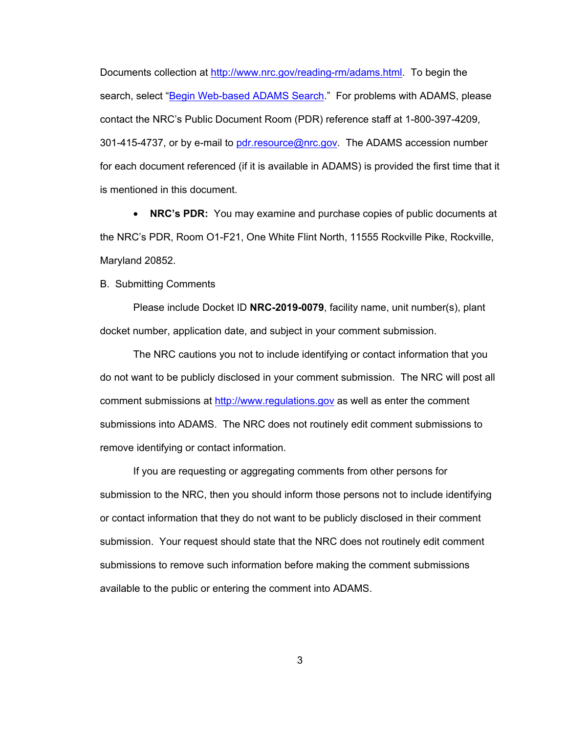Documents collection at http://www.nrc.gov/reading-rm/adams.html. To begin the search, select "Begin Web-based ADAMS Search." For problems with ADAMS, please contact the NRC's Public Document Room (PDR) reference staff at 1-800-397-4209, 301-415-4737, or by e-mail to pdr.resource@nrc.gov. The ADAMS accession number for each document referenced (if it is available in ADAMS) is provided the first time that it is mentioned in this document.

- **NRC's PDR:** You may examine and purchase copies of public documents at the NRC's PDR, Room O1-F21, One White Flint North, 11555 Rockville Pike, Rockville, Maryland 20852.

B. Submitting Comments

Please include Docket ID **NRC-2019-0079**, facility name, unit number(s), plant docket number, application date, and subject in your comment submission.

The NRC cautions you not to include identifying or contact information that you do not want to be publicly disclosed in your comment submission. The NRC will post all comment submissions at http://www.regulations.gov as well as enter the comment submissions into ADAMS. The NRC does not routinely edit comment submissions to remove identifying or contact information.

If you are requesting or aggregating comments from other persons for submission to the NRC, then you should inform those persons not to include identifying or contact information that they do not want to be publicly disclosed in their comment submission. Your request should state that the NRC does not routinely edit comment submissions to remove such information before making the comment submissions available to the public or entering the comment into ADAMS.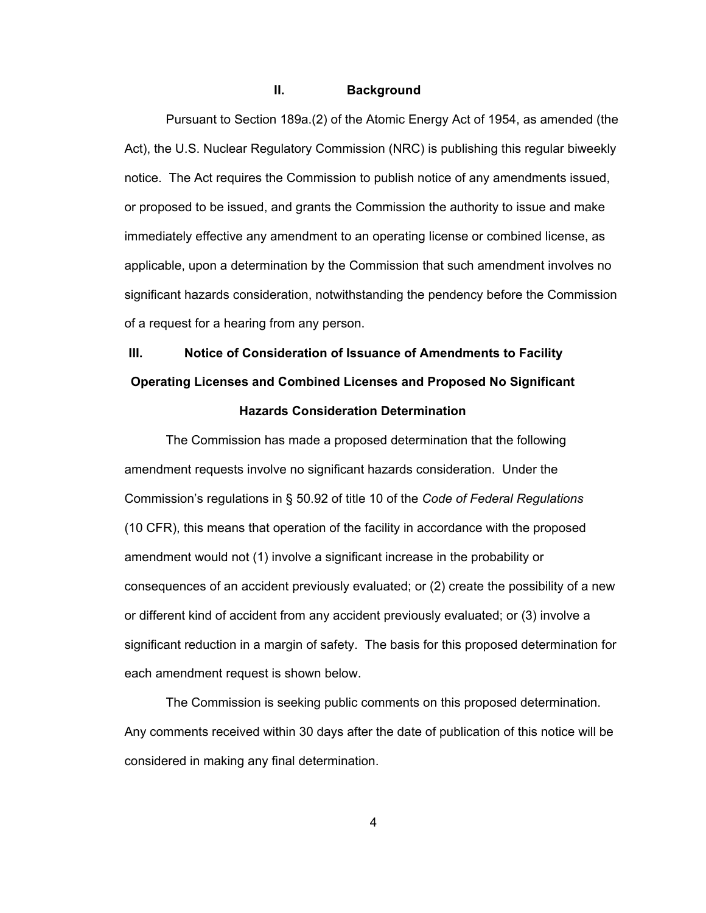## II. Background

Pursuant to Section 189a.(2) of the Atomic Energy Act of 1954, as amended (the Act), the U.S. Nuclear Regulatory Commission (NRC) is publishing this regular biweekly notice. The Act requires the Commission to publish notice of any amendments issued, or proposed to be issued, and grants the Commission the authority to issue and make immediately effective any amendment to an operating license or combined license, as applicable, upon a determination by the Commission that such amendment involves no significant hazards consideration, notwithstanding the pendency before the Commission of a request for a hearing from any person.

## III. Notice of Consideration of Issuance of Amendments to Facility Operating Licenses and Combined Licenses and Proposed No Significant Hazards Consideration Determination

The Commission has made a proposed determination that the following amendment requests involve no significant hazards consideration. Under the Commission's regulations in § 50.92 of title 10 of the *Code of Federal Regulations* (10 CFR), this means that operation of the facility in accordance with the proposed amendment would not (1) involve a significant increase in the probability or consequences of an accident previously evaluated; or (2) create the possibility of a new or different kind of accident from any accident previously evaluated; or (3) involve a significant reduction in a margin of safety. The basis for this proposed determination for each amendment request is shown below.

The Commission is seeking public comments on this proposed determination. Any comments received within 30 days after the date of publication of this notice will be considered in making any final determination.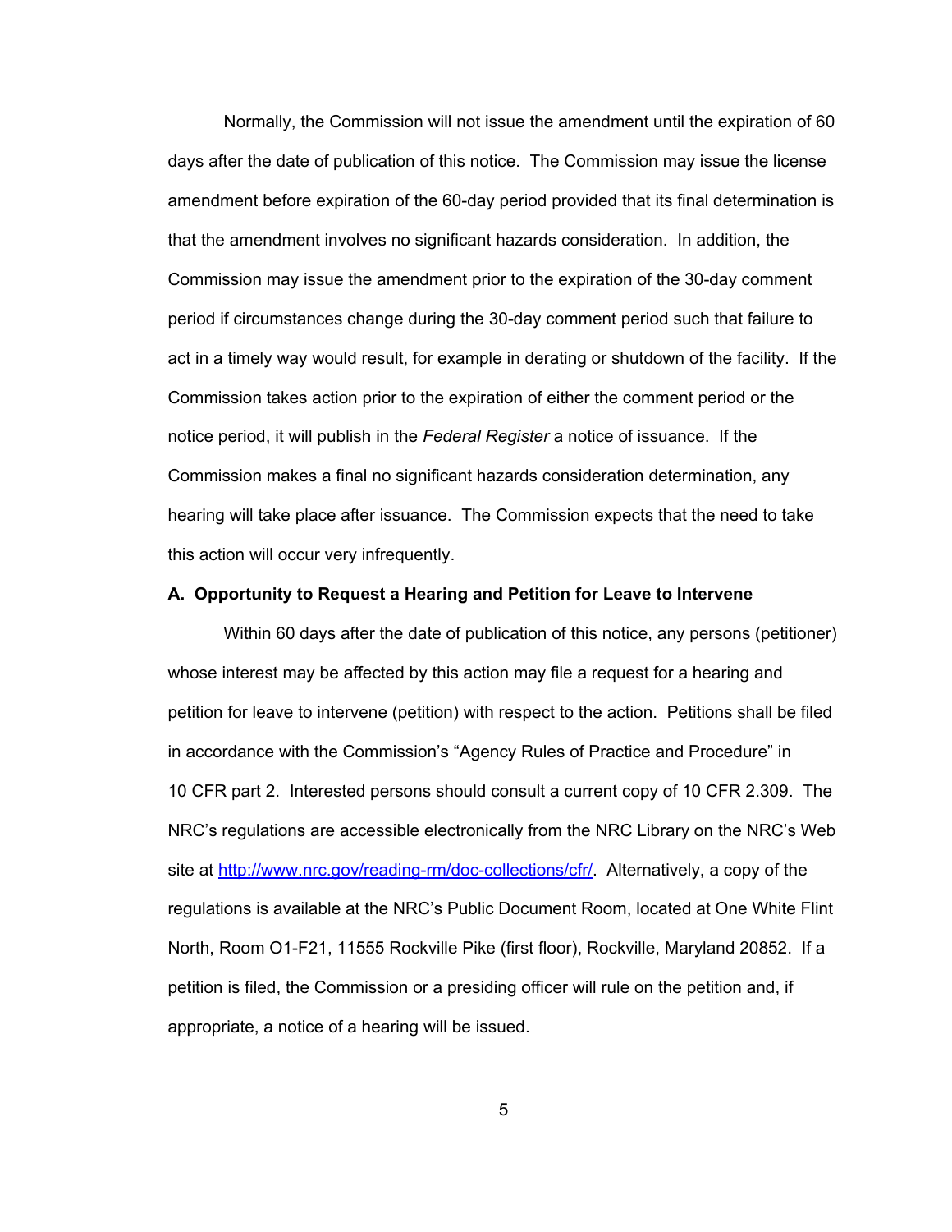Normally, the Commission will not issue the amendment until the expiration of 60 days after the date of publication of this notice. The Commission may issue the license amendment before expiration of the 60-day period provided that its final determination is that the amendment involves no significant hazards consideration. In addition, the Commission may issue the amendment prior to the expiration of the 30-day comment period if circumstances change during the 30-day comment period such that failure to act in a timely way would result, for example in derating or shutdown of the facility. If the Commission takes action prior to the expiration of either the comment period or the notice period, it will publish in the *Federal Register* a notice of issuance. If the Commission makes a final no significant hazards consideration determination, any hearing will take place after issuance. The Commission expects that the need to take this action will occur very infrequently.

**A. Opportunity to Request a Hearing and Petition for Leave to Intervene**

Within 60 days after the date of publication of this notice, any persons (petitioner) whose interest may be affected by this action may file a request for a hearing and petition for leave to intervene (petition) with respect to the action. Petitions shall be filed in accordance with the Commission's "Agency Rules of Practice and Procedure" in 10 CFR part 2. Interested persons should consult a current copy of 10 CFR 2.309. The NRC's regulations are accessible electronically from the NRC Library on the NRC's Web site at [http://www.nrc.gov/reading-rm/doc-collections/cfr/](http://www.nrc.gov/reading-rm/doc-collections/cfr/). Alternatively, a copy of the regulations is available at the NRC's Public Document Room, located at One White Flint North, Room O1-F21, 11555 Rockville Pike (first floor), Rockville, Maryland 20852. If a petition is filed, the Commission or a presiding officer will rule on the petition and, if appropriate, a notice of a hearing will be issued.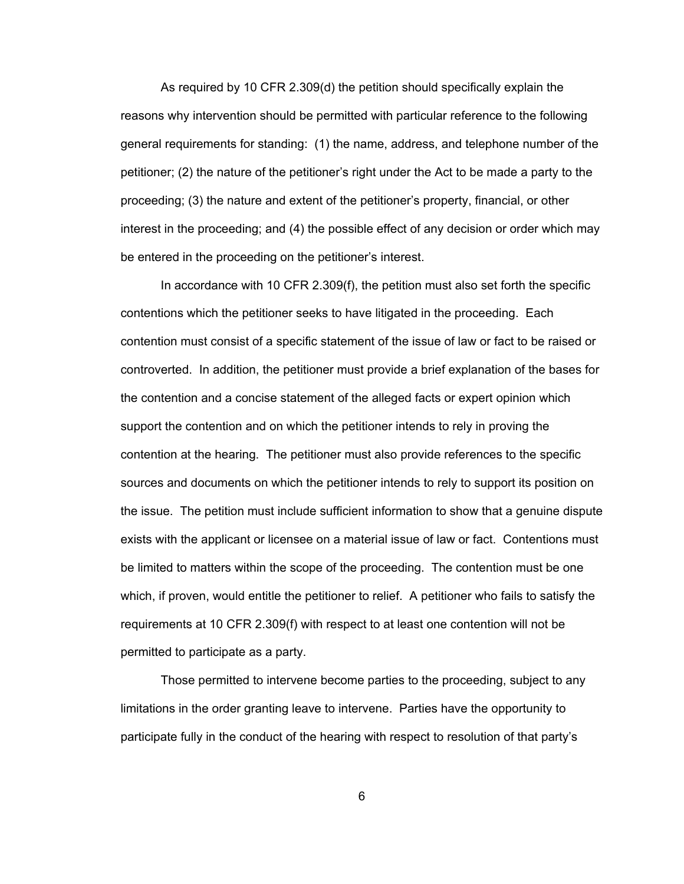As required by 10 CFR 2.309(d) the petition should specifically explain the reasons why intervention should be permitted with particular reference to the following general requirements for standing: (1) the name, address, and telephone number of the petitioner; (2) the nature of the petitioner's right under the Act to be made a party to the proceeding; (3) the nature and extent of the petitioner's property, financial, or other interest in the proceeding; and (4) the possible effect of any decision or order which may be entered in the proceeding on the petitioner's interest.

In accordance with 10 CFR 2.309(f), the petition must also set forth the specific contentions which the petitioner seeks to have litigated in the proceeding. Each contention must consist of a specific statement of the issue of law or fact to be raised or controverted. In addition, the petitioner must provide a brief explanation of the bases for the contention and a concise statement of the alleged facts or expert opinion which support the contention and on which the petitioner intends to rely in proving the contention at the hearing. The petitioner must also provide references to the specific sources and documents on which the petitioner intends to rely to support its position on the issue. The petition must include sufficient information to show that a genuine dispute exists with the applicant or licensee on a material issue of law or fact. Contentions must be limited to matters within the scope of the proceeding. The contention must be one which, if proven, would entitle the petitioner to relief. A petitioner who fails to satisfy the requirements at 10 CFR 2.309(f) with respect to at least one contention will not be permitted to participate as a party.

Those permitted to intervene become parties to the proceeding, subject to any limitations in the order granting leave to intervene. Parties have the opportunity to participate fully in the conduct of the hearing with respect to resolution of that party's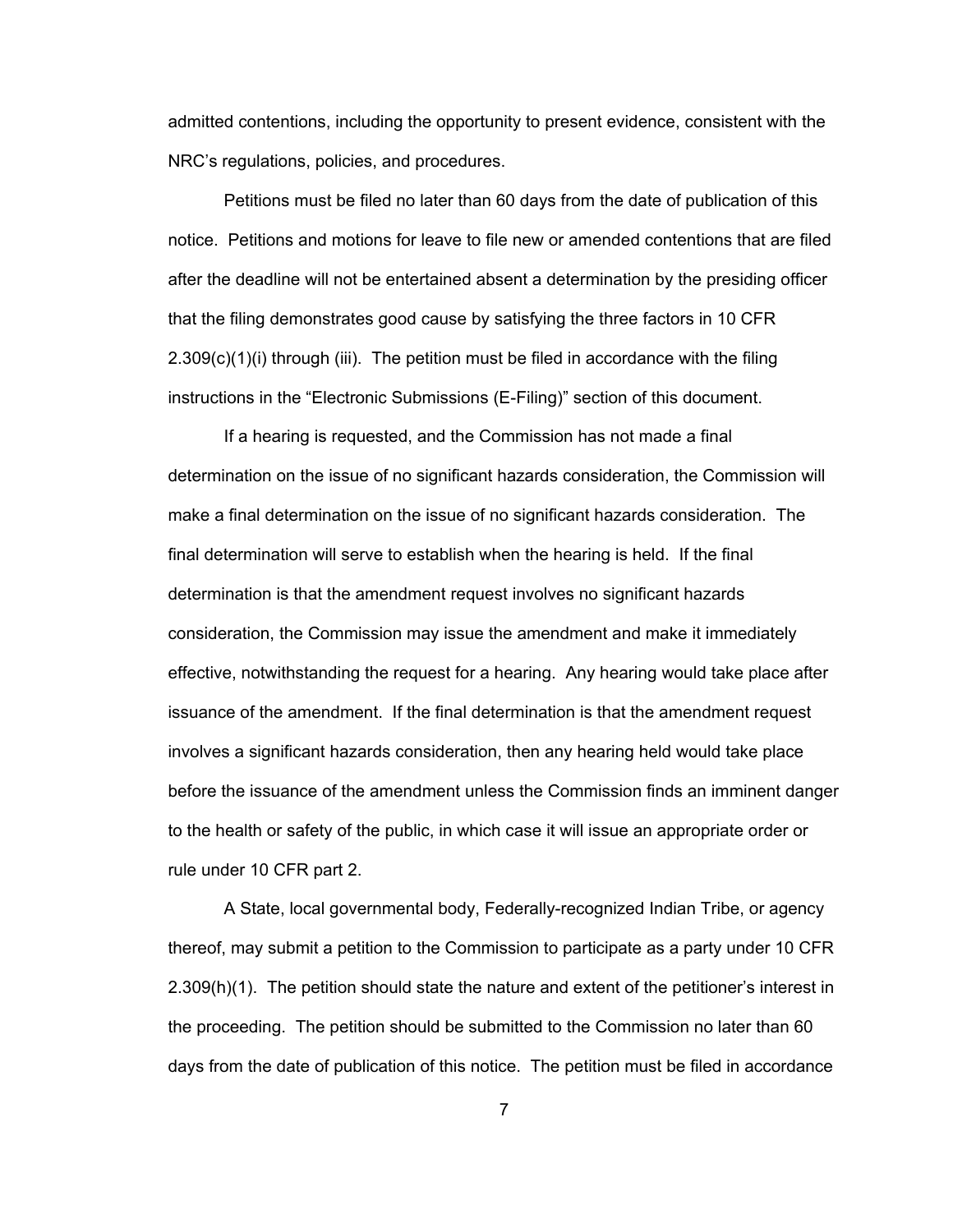admitted contentions, including the opportunity to present evidence, consistent with the NRC's regulations, policies, and procedures.

Petitions must be filed no later than 60 days from the date of publication of this notice. Petitions and motions for leave to file new or amended contentions that are filed after the deadline will not be entertained absent a determination by the presiding officer that the filing demonstrates good cause by satisfying the three factors in 10 CFR 2.309(c)(1)(i) through (iii). The petition must be filed in accordance with the filing instructions in the "Electronic Submissions (E-Filing)" section of this document.

If a hearing is requested, and the Commission has not made a final determination on the issue of no significant hazards consideration, the Commission will make a final determination on the issue of no significant hazards consideration. The final determination will serve to establish when the hearing is held. If the final determination is that the amendment request involves no significant hazards consideration, the Commission may issue the amendment and make it immediately effective, notwithstanding the request for a hearing. Any hearing would take place after issuance of the amendment. If the final determination is that the amendment request involves a significant hazards consideration, then any hearing held would take place before the issuance of the amendment unless the Commission finds an imminent danger to the health or safety of the public, in which case it will issue an appropriate order or rule under 10 CFR part 2.

A State, local governmental body, Federally-recognized Indian Tribe, or agency thereof, may submit a petition to the Commission to participate as a party under 10 CFR 2.309(h)(1). The petition should state the nature and extent of the petitioner's interest in the proceeding. The petition should be submitted to the Commission no later than 60 days from the date of publication of this notice. The petition must be filed in accordance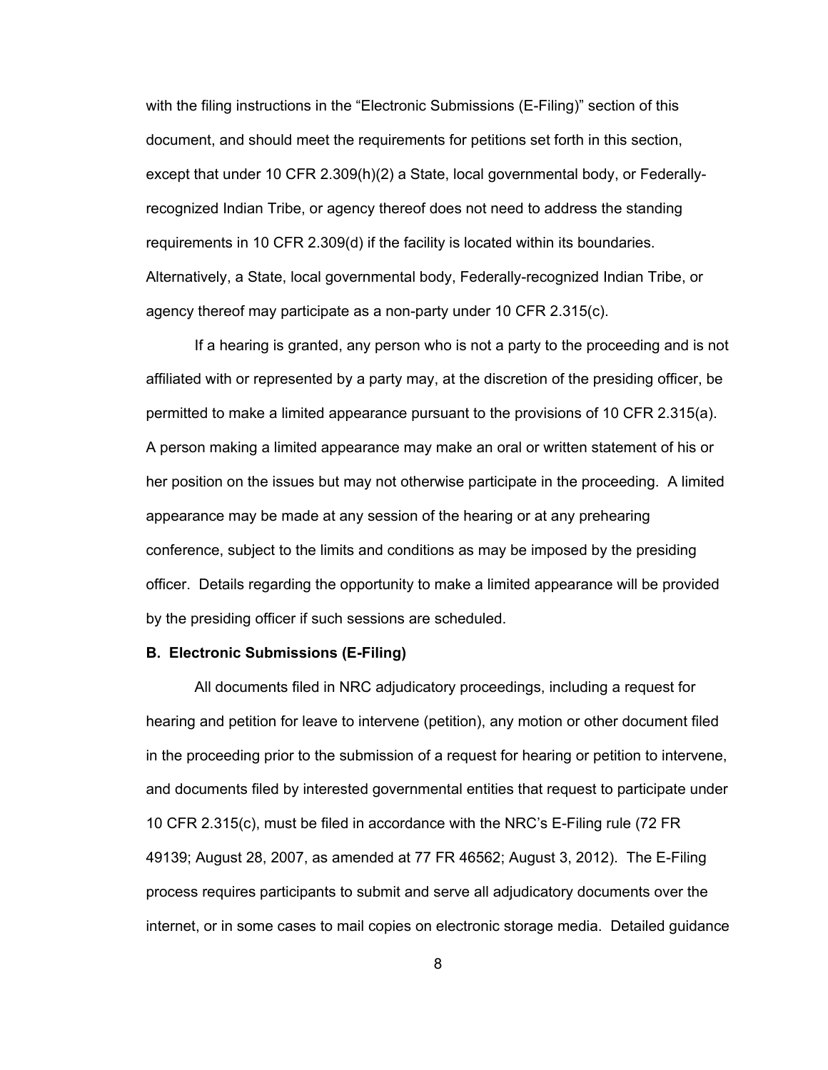with the filing instructions in the "Electronic Submissions (E-Filing)" section of this document, and should meet the requirements for petitions set forth in this section, except that under 10 CFR 2.309(h)(2) a State, local governmental body, or Federally-recognized Indian Tribe, or agency thereof does not need to address the standing requirements in 10 CFR 2.309(d) if the facility is located within its boundaries. Alternatively, a State, local governmental body, Federally-recognized Indian Tribe, or agency thereof may participate as a non-party under 10 CFR 2.315(c).

If a hearing is granted, any person who is not a party to the proceeding and is not affiliated with or represented by a party may, at the discretion of the presiding officer, be permitted to make a limited appearance pursuant to the provisions of 10 CFR 2.315(a). A person making a limited appearance may make an oral or written statement of his or her position on the issues but may not otherwise participate in the proceeding. A limited appearance may be made at any session of the hearing or at any prehearing conference, subject to the limits and conditions as may be imposed by the presiding officer. Details regarding the opportunity to make a limited appearance will be provided by the presiding officer if such sessions are scheduled.

**B. Electronic Submissions (E-Filing)**

All documents filed in NRC adjudicatory proceedings, including a request for hearing and petition for leave to intervene (petition), any motion or other document filed in the proceeding prior to the submission of a request for hearing or petition to intervene, and documents filed by interested governmental entities that request to participate under 10 CFR 2.315(c), must be filed in accordance with the NRC's E-Filing rule (72 FR 49139; August 28, 2007, as amended at 77 FR 46562; August 3, 2012). The E-Filing process requires participants to submit and serve all adjudicatory documents over the internet, or in some cases to mail copies on electronic storage media. Detailed guidance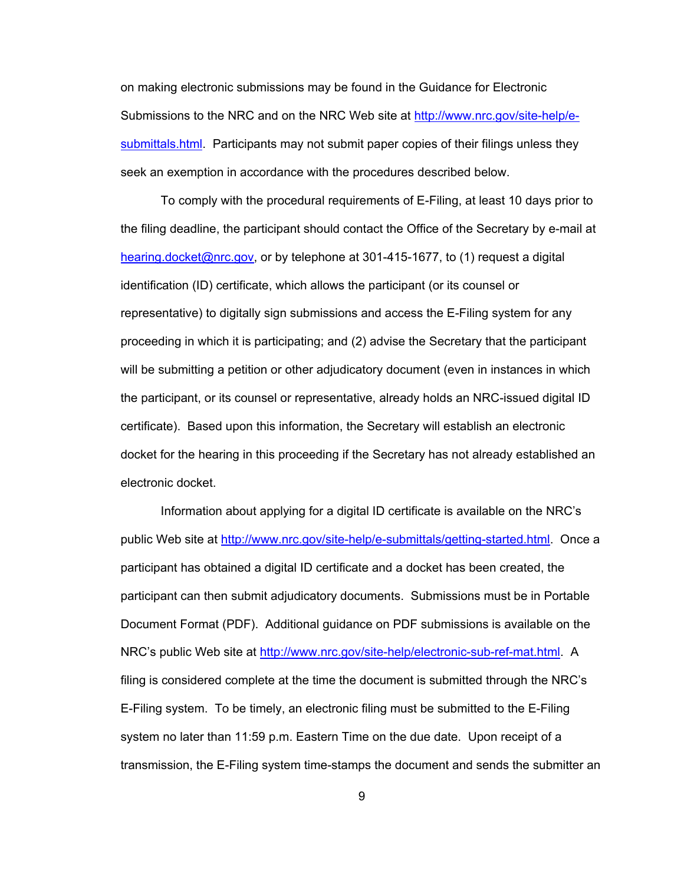on making electronic submissions may be found in the Guidance for Electronic Submissions to the NRC and on the NRC Web site at http://www.nrc.gov/site-help/e-submittals.html. Participants may not submit paper copies of their filings unless they seek an exemption in accordance with the procedures described below.

To comply with the procedural requirements of E-Filing, at least 10 days prior to the filing deadline, the participant should contact the Office of the Secretary by e-mail at hearing.docket@nrc.gov, or by telephone at 301-415-1677, to (1) request a digital identification (ID) certificate, which allows the participant (or its counsel or representative) to digitally sign submissions and access the E-Filing system for any proceeding in which it is participating; and (2) advise the Secretary that the participant will be submitting a petition or other adjudicatory document (even in instances in which the participant, or its counsel or representative, already holds an NRC-issued digital ID certificate). Based upon this information, the Secretary will establish an electronic docket for the hearing in this proceeding if the Secretary has not already established an electronic docket.

Information about applying for a digital ID certificate is available on the NRC's public Web site at http://www.nrc.gov/site-help/e-submittals/getting-started.html. Once a participant has obtained a digital ID certificate and a docket has been created, the participant can then submit adjudicatory documents. Submissions must be in Portable Document Format (PDF). Additional guidance on PDF submissions is available on the NRC's public Web site at http://www.nrc.gov/site-help/electronic-sub-ref-mat.html. A filing is considered complete at the time the document is submitted through the NRC's E-Filing system. To be timely, an electronic filing must be submitted to the E-Filing system no later than 11:59 p.m. Eastern Time on the due date. Upon receipt of a transmission, the E-Filing system time-stamps the document and sends the submitter an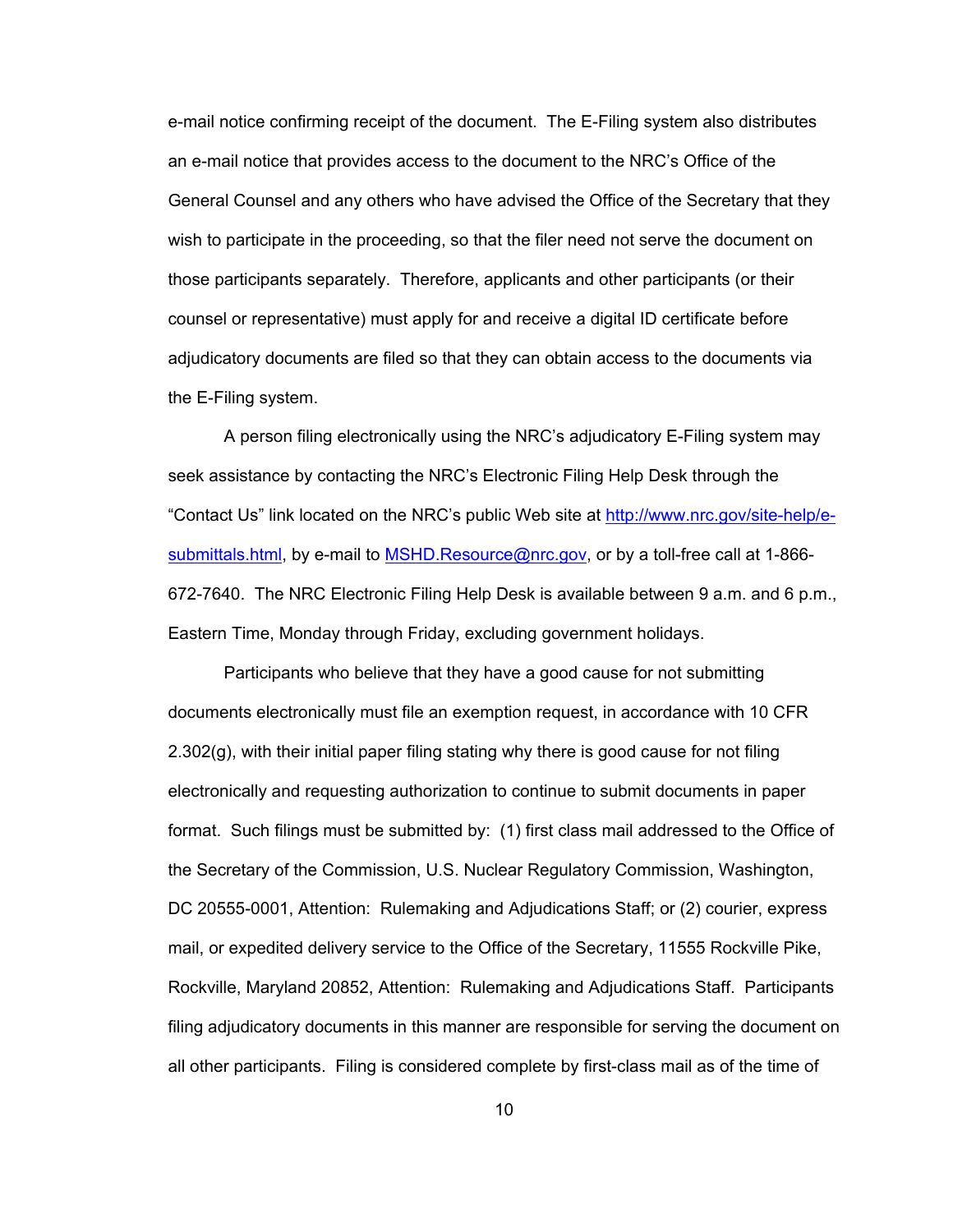e-mail notice confirming receipt of the document. The E-Filing system also distributes an e-mail notice that provides access to the document to the NRC's Office of the General Counsel and any others who have advised the Office of the Secretary that they wish to participate in the proceeding, so that the filer need not serve the document on those participants separately. Therefore, applicants and other participants (or their counsel or representative) must apply for and receive a digital ID certificate before adjudicatory documents are filed so that they can obtain access to the documents via the E-Filing system.

A person filing electronically using the NRC's adjudicatory E-Filing system may seek assistance by contacting the NRC's Electronic Filing Help Desk through the "Contact Us" link located on the NRC's public Web site at [http://www.nrc.gov/site-help/e-submittals.html](http://www.nrc.gov/site-help/e-submittals.html), by e-mail to [MSHD.Resource@nrc.gov](mailto:MSHD.Resource@nrc.gov), or by a toll-free call at 1-866-672-7640. The NRC Electronic Filing Help Desk is available between 9 a.m. and 6 p.m., Eastern Time, Monday through Friday, excluding government holidays.

Participants who believe that they have a good cause for not submitting documents electronically must file an exemption request, in accordance with 10 CFR 2.302(g), with their initial paper filing stating why there is good cause for not filing electronically and requesting authorization to continue to submit documents in paper format. Such filings must be submitted by: (1) first class mail addressed to the Office of the Secretary of the Commission, U.S. Nuclear Regulatory Commission, Washington, DC 20555-0001, Attention: Rulemaking and Adjudications Staff; or (2) courier, express mail, or expedited delivery service to the Office of the Secretary, 11555 Rockville Pike, Rockville, Maryland 20852, Attention: Rulemaking and Adjudications Staff. Participants filing adjudicatory documents in this manner are responsible for serving the document on all other participants. Filing is considered complete by first-class mail as of the time of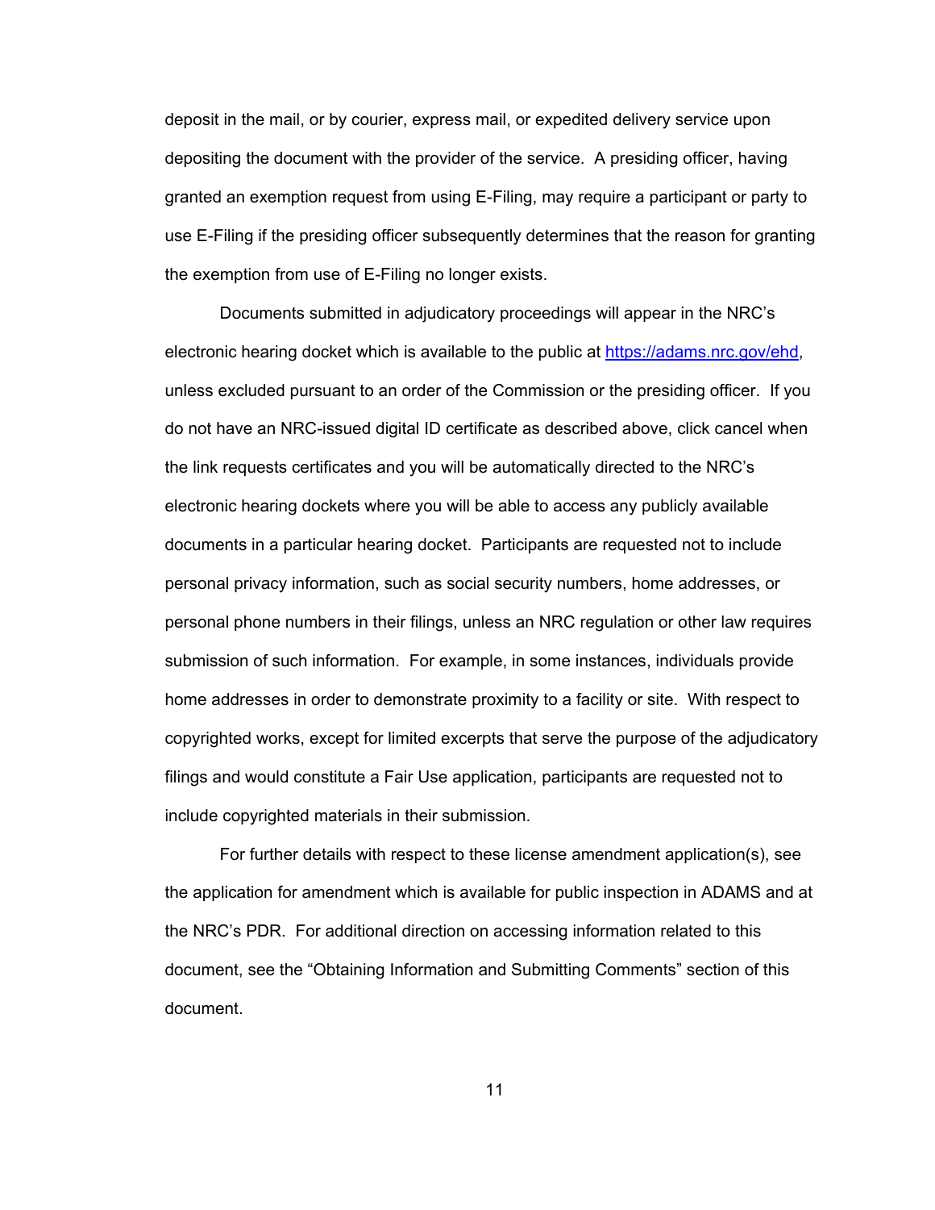deposit in the mail, or by courier, express mail, or expedited delivery service upon depositing the document with the provider of the service. A presiding officer, having granted an exemption request from using E-Filing, may require a participant or party to use E-Filing if the presiding officer subsequently determines that the reason for granting the exemption from use of E-Filing no longer exists.

Documents submitted in adjudicatory proceedings will appear in the NRC's electronic hearing docket which is available to the public at https://adams.nrc.gov/ehd, unless excluded pursuant to an order of the Commission or the presiding officer. If you do not have an NRC-issued digital ID certificate as described above, click cancel when the link requests certificates and you will be automatically directed to the NRC's electronic hearing dockets where you will be able to access any publicly available documents in a particular hearing docket. Participants are requested not to include personal privacy information, such as social security numbers, home addresses, or personal phone numbers in their filings, unless an NRC regulation or other law requires submission of such information. For example, in some instances, individuals provide home addresses in order to demonstrate proximity to a facility or site. With respect to copyrighted works, except for limited excerpts that serve the purpose of the adjudicatory filings and would constitute a Fair Use application, participants are requested not to include copyrighted materials in their submission.

For further details with respect to these license amendment application(s), see the application for amendment which is available for public inspection in ADAMS and at the NRC's PDR. For additional direction on accessing information related to this document, see the "Obtaining Information and Submitting Comments" section of this document.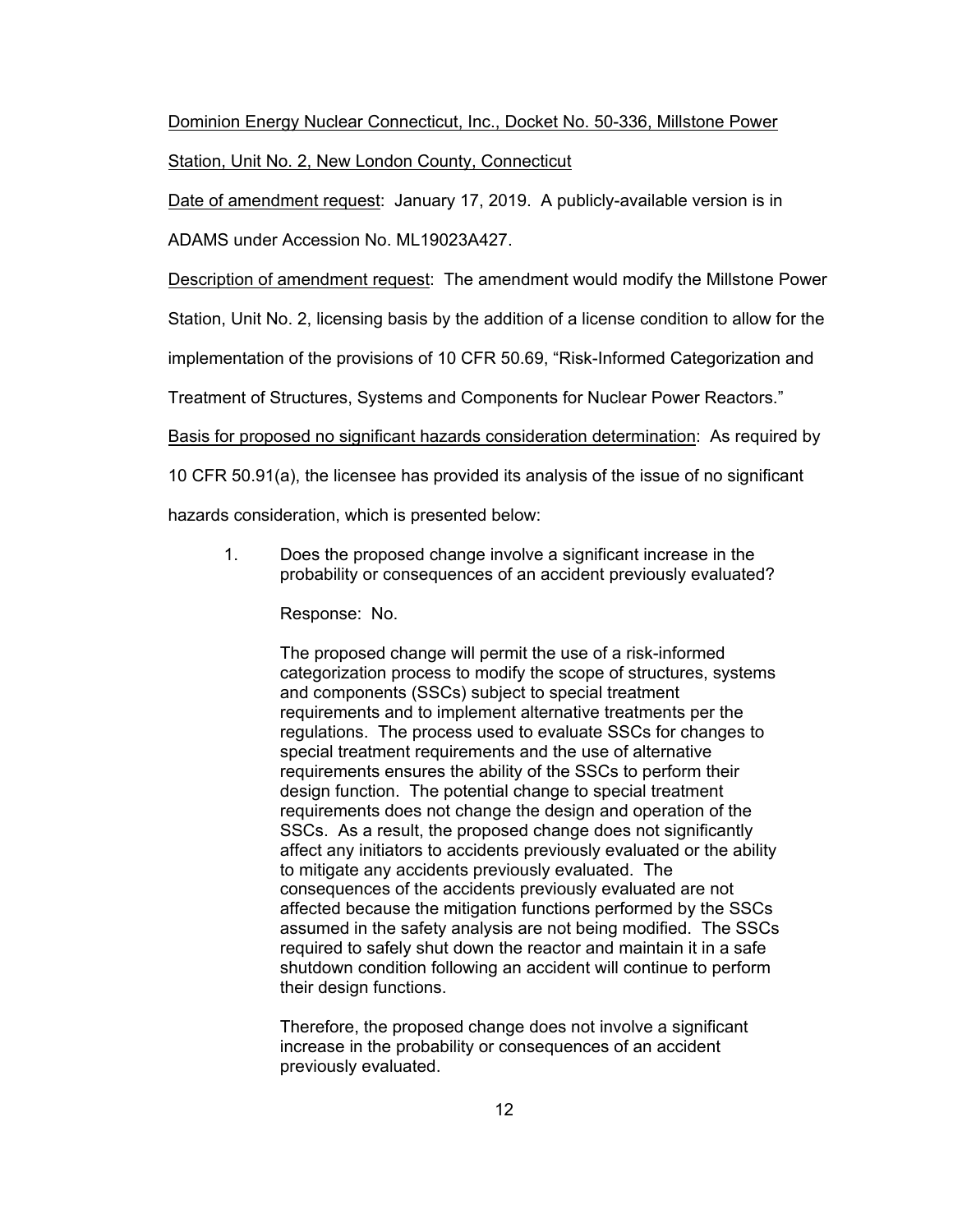Dominion Energy Nuclear Connecticut, Inc., Docket No. 50-336, Millstone Power Station, Unit No. 2, New London County, Connecticut

Date of amendment request: January 17, 2019. A publicly-available version is in ADAMS under Accession No. ML19023A427.

Description of amendment request: The amendment would modify the Millstone Power Station, Unit No. 2, licensing basis by the addition of a license condition to allow for the implementation of the provisions of 10 CFR 50.69, "Risk-Informed Categorization and Treatment of Structures, Systems and Components for Nuclear Power Reactors."

Basis for proposed no significant hazards consideration determination: As required by 10 CFR 50.91(a), the licensee has provided its analysis of the issue of no significant hazards consideration, which is presented below:

1. Does the proposed change involve a significant increase in the probability or consequences of an accident previously evaluated?

   Response: No.

   The proposed change will permit the use of a risk-informed categorization process to modify the scope of structures, systems and components (SSCs) subject to special treatment requirements and to implement alternative treatments per the regulations. The process used to evaluate SSCs for changes to special treatment requirements and the use of alternative requirements ensures the ability of the SSCs to perform their design function. The potential change to special treatment requirements does not change the design and operation of the SSCs. As a result, the proposed change does not significantly affect any initiators to accidents previously evaluated or the ability to mitigate any accidents previously evaluated. The consequences of the accidents previously evaluated are not affected because the mitigation functions performed by the SSCs assumed in the safety analysis are not being modified. The SSCs required to safely shut down the reactor and maintain it in a safe shutdown condition following an accident will continue to perform their design functions.

   Therefore, the proposed change does not involve a significant increase in the probability or consequences of an accident previously evaluated.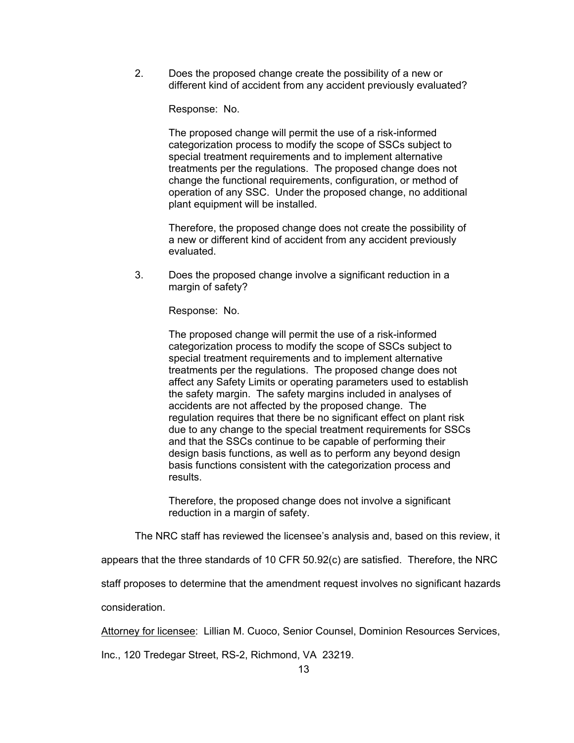2. Does the proposed change create the possibility of a new or different kind of accident from any accident previously evaluated?

   Response: No.

   The proposed change will permit the use of a risk-informed categorization process to modify the scope of SSCs subject to special treatment requirements and to implement alternative treatments per the regulations. The proposed change does not change the functional requirements, configuration, or method of operation of any SSC. Under the proposed change, no additional plant equipment will be installed.

   Therefore, the proposed change does not create the possibility of a new or different kind of accident from any accident previously evaluated.

3. Does the proposed change involve a significant reduction in a margin of safety?

   Response: No.

   The proposed change will permit the use of a risk-informed categorization process to modify the scope of SSCs subject to special treatment requirements and to implement alternative treatments per the regulations. The proposed change does not affect any Safety Limits or operating parameters used to establish the safety margin. The safety margins included in analyses of accidents are not affected by the proposed change. The regulation requires that there be no significant effect on plant risk due to any change to the special treatment requirements for SSCs and that the SSCs continue to be capable of performing their design basis functions, as well as to perform any beyond design basis functions consistent with the categorization process and results.

   Therefore, the proposed change does not involve a significant reduction in a margin of safety.

The NRC staff has reviewed the licensee's analysis and, based on this review, it appears that the three standards of 10 CFR 50.92(c) are satisfied. Therefore, the NRC staff proposes to determine that the amendment request involves no significant hazards consideration.

Attorney for licensee: Lillian M. Cuoco, Senior Counsel, Dominion Resources Services, Inc., 120 Tredegar Street, RS-2, Richmond, VA 23219.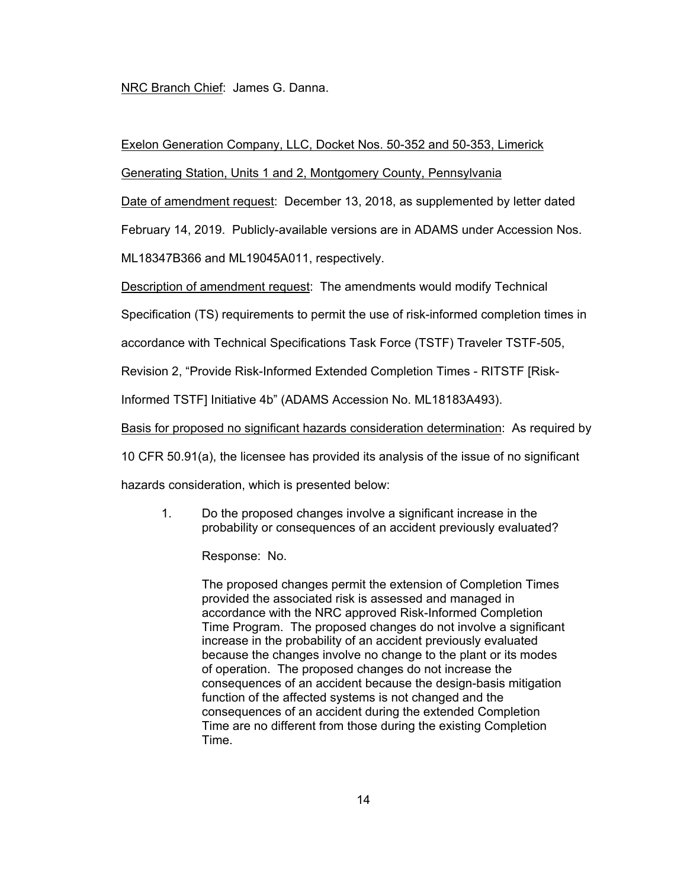NRC Branch Chief: James G. Danna.

Exelon Generation Company, LLC, Docket Nos. 50-352 and 50-353, Limerick Generating Station, Units 1 and 2, Montgomery County, Pennsylvania

Date of amendment request: December 13, 2018, as supplemented by letter dated February 14, 2019. Publicly-available versions are in ADAMS under Accession Nos. ML18347B366 and ML19045A011, respectively.

Description of amendment request: The amendments would modify Technical Specification (TS) requirements to permit the use of risk-informed completion times in accordance with Technical Specifications Task Force (TSTF) Traveler TSTF-505, Revision 2, "Provide Risk-Informed Extended Completion Times - RITSTF [Risk-Informed TSTF] Initiative 4b" (ADAMS Accession No. ML18183A493).

Basis for proposed no significant hazards consideration determination: As required by 10 CFR 50.91(a), the licensee has provided its analysis of the issue of no significant hazards consideration, which is presented below:

> 1. Do the proposed changes involve a significant increase in the probability or consequences of an accident previously evaluated?
>
> Response: No.
>
> The proposed changes permit the extension of Completion Times provided the associated risk is assessed and managed in accordance with the NRC approved Risk-Informed Completion Time Program. The proposed changes do not involve a significant increase in the probability of an accident previously evaluated because the changes involve no change to the plant or its modes of operation. The proposed changes do not increase the consequences of an accident because the design-basis mitigation function of the affected systems is not changed and the consequences of an accident during the extended Completion Time are no different from those during the existing Completion Time.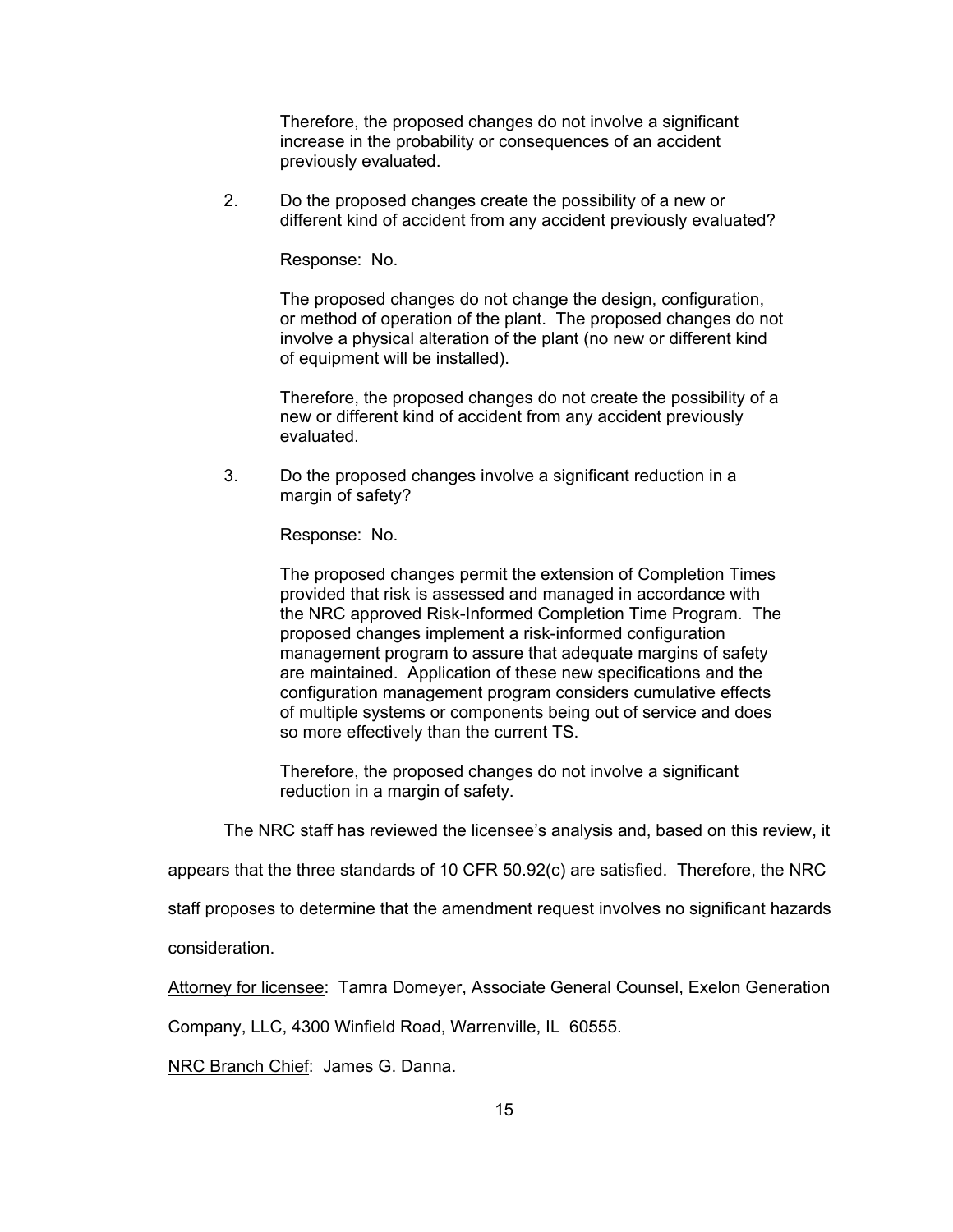Therefore, the proposed changes do not involve a significant increase in the probability or consequences of an accident previously evaluated.

2. Do the proposed changes create the possibility of a new or different kind of accident from any accident previously evaluated?

   Response: No.

   The proposed changes do not change the design, configuration, or method of operation of the plant. The proposed changes do not involve a physical alteration of the plant (no new or different kind of equipment will be installed).

   Therefore, the proposed changes do not create the possibility of a new or different kind of accident from any accident previously evaluated.

3. Do the proposed changes involve a significant reduction in a margin of safety?

   Response: No.

   The proposed changes permit the extension of Completion Times provided that risk is assessed and managed in accordance with the NRC approved Risk-Informed Completion Time Program. The proposed changes implement a risk-informed configuration management program to assure that adequate margins of safety are maintained. Application of these new specifications and the configuration management program considers cumulative effects of multiple systems or components being out of service and does so more effectively than the current TS.

   Therefore, the proposed changes do not involve a significant reduction in a margin of safety.

The NRC staff has reviewed the licensee's analysis and, based on this review, it appears that the three standards of 10 CFR 50.92(c) are satisfied. Therefore, the NRC staff proposes to determine that the amendment request involves no significant hazards consideration.

Attorney for licensee: Tamra Domeyer, Associate General Counsel, Exelon Generation Company, LLC, 4300 Winfield Road, Warrenville, IL 60555.

NRC Branch Chief: James G. Danna.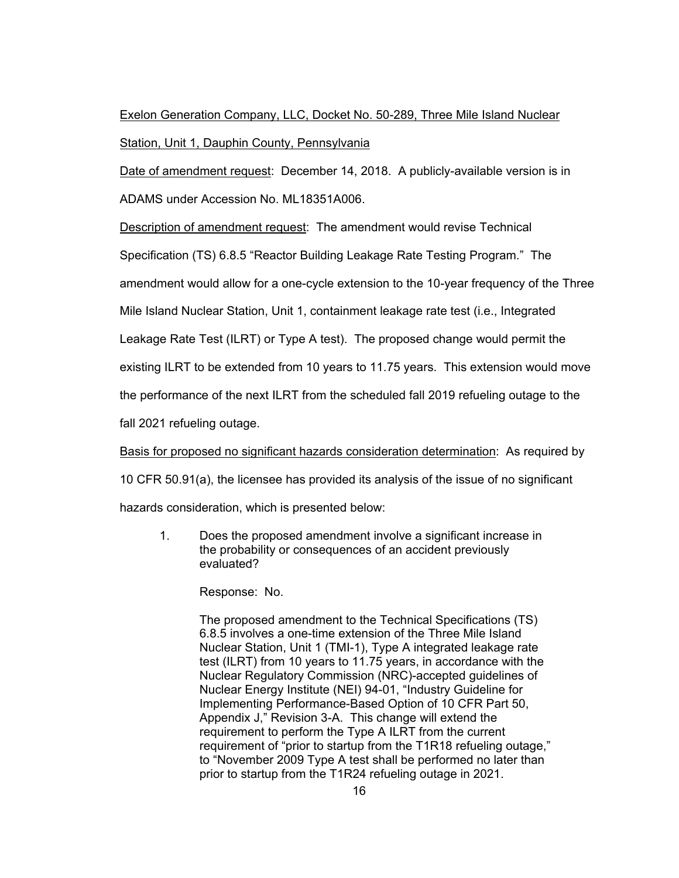Exelon Generation Company, LLC, Docket No. 50-289, Three Mile Island Nuclear Station, Unit 1, Dauphin County, Pennsylvania

Date of amendment request: December 14, 2018. A publicly-available version is in ADAMS under Accession No. ML18351A006.

Description of amendment request: The amendment would revise Technical Specification (TS) 6.8.5 "Reactor Building Leakage Rate Testing Program." The amendment would allow for a one-cycle extension to the 10-year frequency of the Three Mile Island Nuclear Station, Unit 1, containment leakage rate test (i.e., Integrated Leakage Rate Test (ILRT) or Type A test). The proposed change would permit the existing ILRT to be extended from 10 years to 11.75 years. This extension would move the performance of the next ILRT from the scheduled fall 2019 refueling outage to the fall 2021 refueling outage.

Basis for proposed no significant hazards consideration determination: As required by 10 CFR 50.91(a), the licensee has provided its analysis of the issue of no significant hazards consideration, which is presented below:

> 1. Does the proposed amendment involve a significant increase in the probability or consequences of an accident previously evaluated?
>
> Response: No.
>
> The proposed amendment to the Technical Specifications (TS) 6.8.5 involves a one-time extension of the Three Mile Island Nuclear Station, Unit 1 (TMI-1), Type A integrated leakage rate test (ILRT) from 10 years to 11.75 years, in accordance with the Nuclear Regulatory Commission (NRC)-accepted guidelines of Nuclear Energy Institute (NEI) 94-01, "Industry Guideline for Implementing Performance-Based Option of 10 CFR Part 50, Appendix J," Revision 3-A. This change will extend the requirement to perform the Type A ILRT from the current requirement of "prior to startup from the T1R18 refueling outage," to "November 2009 Type A test shall be performed no later than prior to startup from the T1R24 refueling outage in 2021.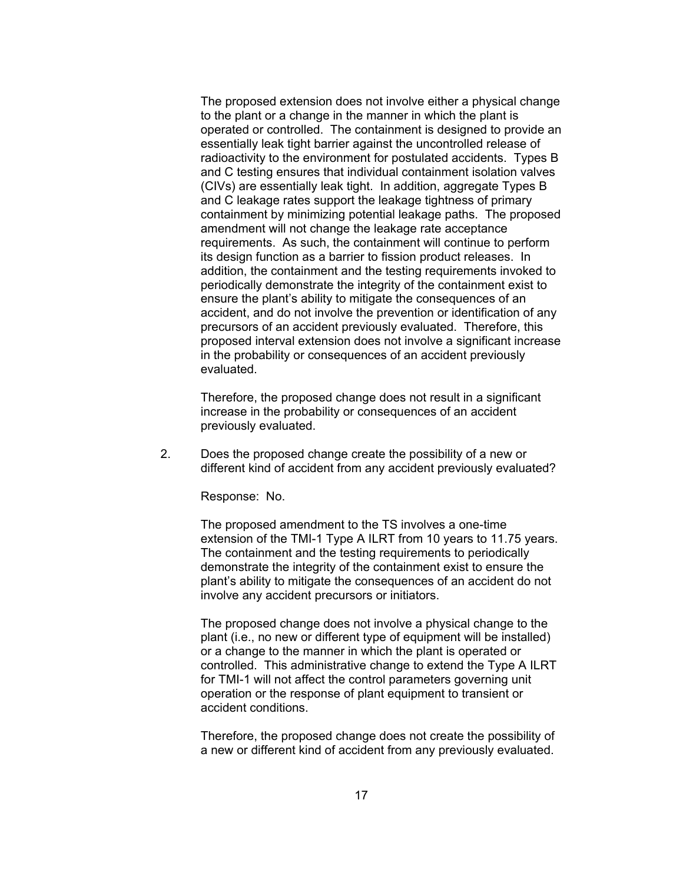The proposed extension does not involve either a physical change to the plant or a change in the manner in which the plant is operated or controlled. The containment is designed to provide an essentially leak tight barrier against the uncontrolled release of radioactivity to the environment for postulated accidents. Types B and C testing ensures that individual containment isolation valves (CIVs) are essentially leak tight. In addition, aggregate Types B and C leakage rates support the leakage tightness of primary containment by minimizing potential leakage paths. The proposed amendment will not change the leakage rate acceptance requirements. As such, the containment will continue to perform its design function as a barrier to fission product releases. In addition, the containment and the testing requirements invoked to periodically demonstrate the integrity of the containment exist to ensure the plant's ability to mitigate the consequences of an accident, and do not involve the prevention or identification of any precursors of an accident previously evaluated. Therefore, this proposed interval extension does not involve a significant increase in the probability or consequences of an accident previously evaluated.

Therefore, the proposed change does not result in a significant increase in the probability or consequences of an accident previously evaluated.

2. Does the proposed change create the possibility of a new or different kind of accident from any accident previously evaluated?

   Response: No.

   The proposed amendment to the TS involves a one-time extension of the TMI-1 Type A ILRT from 10 years to 11.75 years. The containment and the testing requirements to periodically demonstrate the integrity of the containment exist to ensure the plant's ability to mitigate the consequences of an accident do not involve any accident precursors or initiators.

   The proposed change does not involve a physical change to the plant (i.e., no new or different type of equipment will be installed) or a change to the manner in which the plant is operated or controlled. This administrative change to extend the Type A ILRT for TMI-1 will not affect the control parameters governing unit operation or the response of plant equipment to transient or accident conditions.

   Therefore, the proposed change does not create the possibility of a new or different kind of accident from any previously evaluated.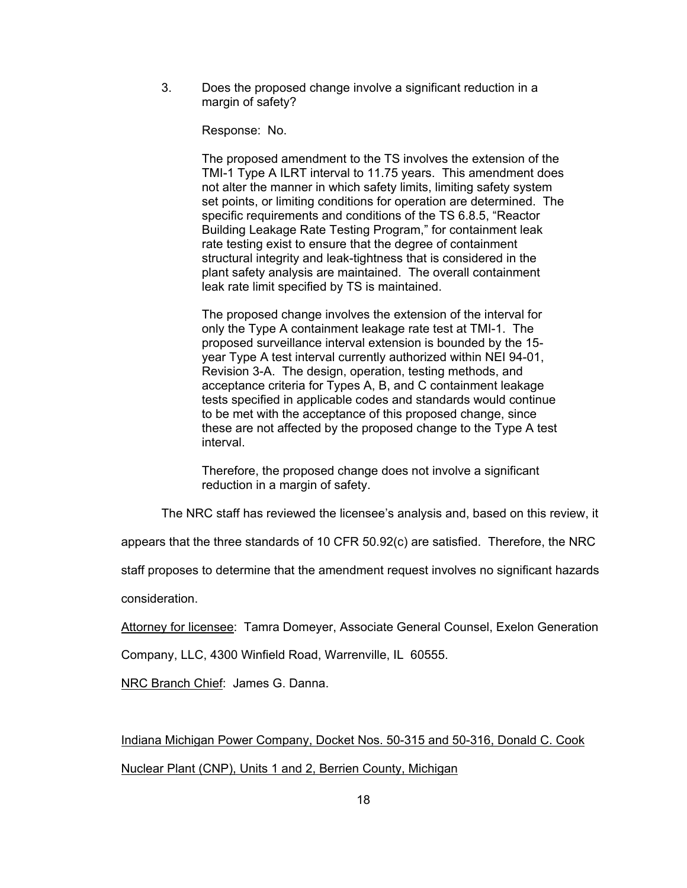3. Does the proposed change involve a significant reduction in a margin of safety?

   Response: No.

   The proposed amendment to the TS involves the extension of the TMI-1 Type A ILRT interval to 11.75 years. This amendment does not alter the manner in which safety limits, limiting safety system set points, or limiting conditions for operation are determined. The specific requirements and conditions of the TS 6.8.5, "Reactor Building Leakage Rate Testing Program," for containment leak rate testing exist to ensure that the degree of containment structural integrity and leak-tightness that is considered in the plant safety analysis are maintained. The overall containment leak rate limit specified by TS is maintained.

   The proposed change involves the extension of the interval for only the Type A containment leakage rate test at TMI-1. The proposed surveillance interval extension is bounded by the 15-year Type A test interval currently authorized within NEI 94-01, Revision 3-A. The design, operation, testing methods, and acceptance criteria for Types A, B, and C containment leakage tests specified in applicable codes and standards would continue to be met with the acceptance of this proposed change, since these are not affected by the proposed change to the Type A test interval.

   Therefore, the proposed change does not involve a significant reduction in a margin of safety.

The NRC staff has reviewed the licensee's analysis and, based on this review, it appears that the three standards of 10 CFR 50.92(c) are satisfied. Therefore, the NRC staff proposes to determine that the amendment request involves no significant hazards consideration.

<u>Attorney for licensee</u>: Tamra Domeyer, Associate General Counsel, Exelon Generation Company, LLC, 4300 Winfield Road, Warrenville, IL 60555.

<u>NRC Branch Chief</u>: James G. Danna.

<u>Indiana Michigan Power Company, Docket Nos. 50-315 and 50-316, Donald C. Cook Nuclear Plant (CNP), Units 1 and 2, Berrien County, Michigan</u>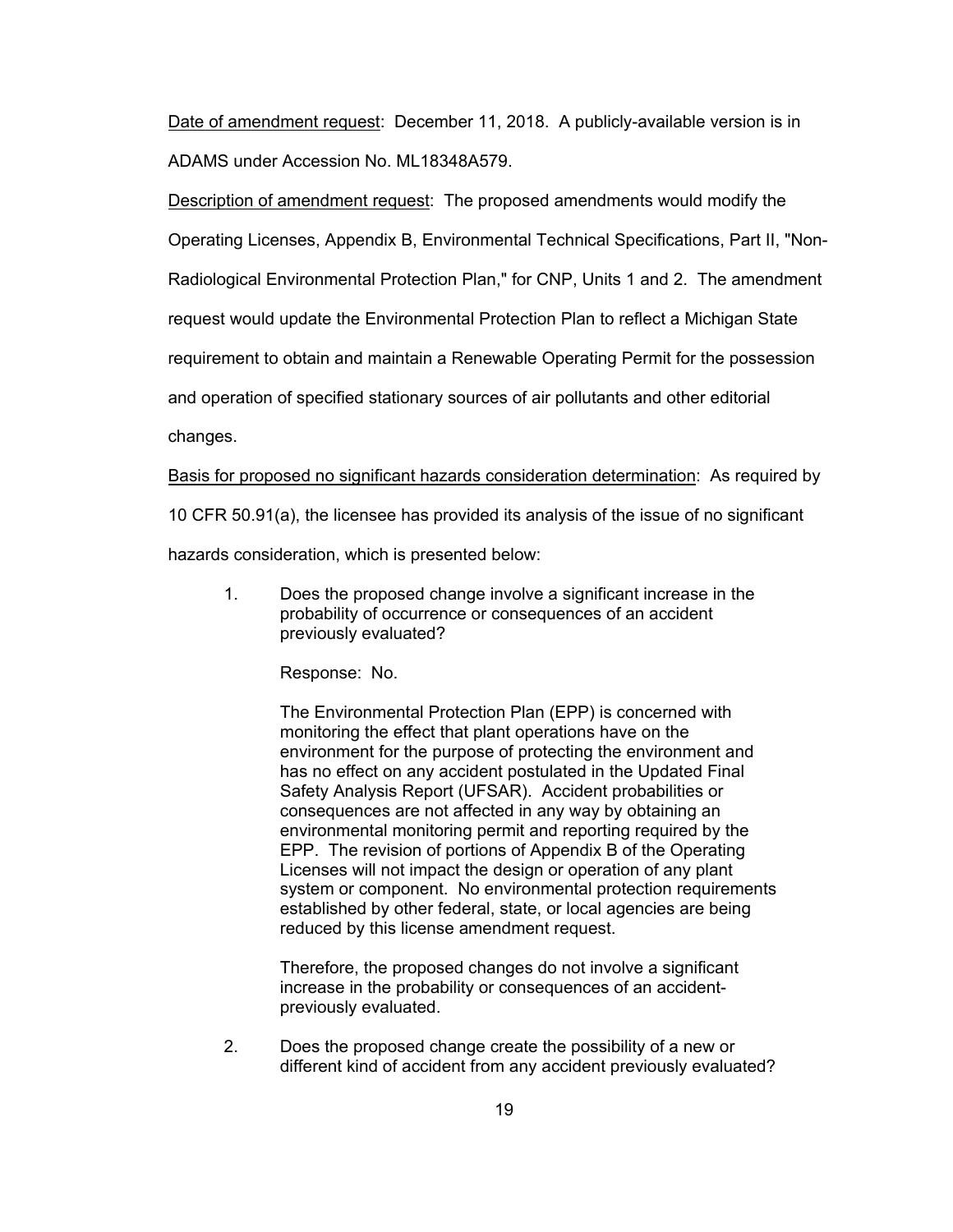Date of amendment request: December 11, 2018. A publicly-available version is in ADAMS under Accession No. ML18348A579.

Description of amendment request: The proposed amendments would modify the Operating Licenses, Appendix B, Environmental Technical Specifications, Part II, "Non-Radiological Environmental Protection Plan," for CNP, Units 1 and 2. The amendment request would update the Environmental Protection Plan to reflect a Michigan State requirement to obtain and maintain a Renewable Operating Permit for the possession and operation of specified stationary sources of air pollutants and other editorial changes.

Basis for proposed no significant hazards consideration determination: As required by 10 CFR 50.91(a), the licensee has provided its analysis of the issue of no significant hazards consideration, which is presented below:

1. Does the proposed change involve a significant increase in the probability of occurrence or consequences of an accident previously evaluated?

   Response: No.

   The Environmental Protection Plan (EPP) is concerned with monitoring the effect that plant operations have on the environment for the purpose of protecting the environment and has no effect on any accident postulated in the Updated Final Safety Analysis Report (UFSAR). Accident probabilities or consequences are not affected in any way by obtaining an environmental monitoring permit and reporting required by the EPP. The revision of portions of Appendix B of the Operating Licenses will not impact the design or operation of any plant system or component. No environmental protection requirements established by other federal, state, or local agencies are being reduced by this license amendment request.

   Therefore, the proposed changes do not involve a significant increase in the probability or consequences of an accident-previously evaluated.

2. Does the proposed change create the possibility of a new or different kind of accident from any accident previously evaluated?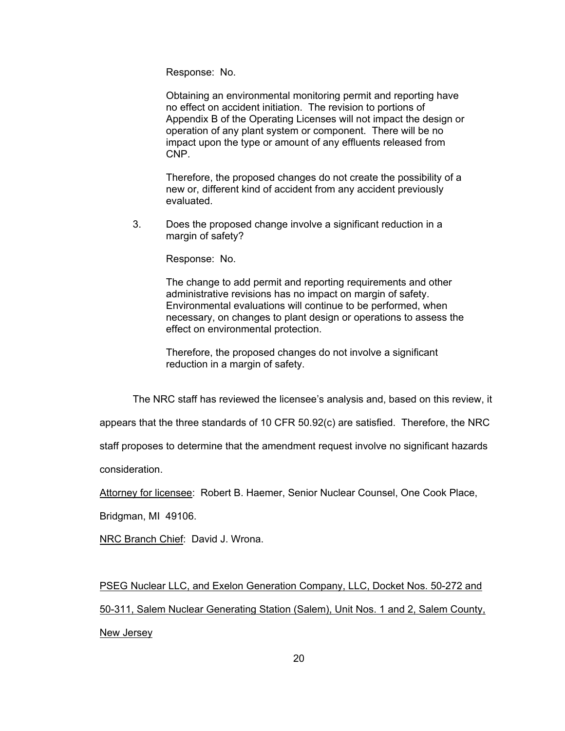Response: No.

Obtaining an environmental monitoring permit and reporting have no effect on accident initiation. The revision to portions of Appendix B of the Operating Licenses will not impact the design or operation of any plant system or component. There will be no impact upon the type or amount of any effluents released from CNP.

Therefore, the proposed changes do not create the possibility of a new or, different kind of accident from any accident previously evaluated.

3. Does the proposed change involve a significant reduction in a margin of safety?

Response: No.

The change to add permit and reporting requirements and other administrative revisions has no impact on margin of safety. Environmental evaluations will continue to be performed, when necessary, on changes to plant design or operations to assess the effect on environmental protection.

Therefore, the proposed changes do not involve a significant reduction in a margin of safety.

The NRC staff has reviewed the licensee's analysis and, based on this review, it appears that the three standards of 10 CFR 50.92(c) are satisfied. Therefore, the NRC staff proposes to determine that the amendment request involve no significant hazards consideration.

Attorney for licensee: Robert B. Haemer, Senior Nuclear Counsel, One Cook Place, Bridgman, MI 49106.

NRC Branch Chief: David J. Wrona.

PSEG Nuclear LLC, and Exelon Generation Company, LLC, Docket Nos. 50-272 and 50-311, Salem Nuclear Generating Station (Salem), Unit Nos. 1 and 2, Salem County, New Jersey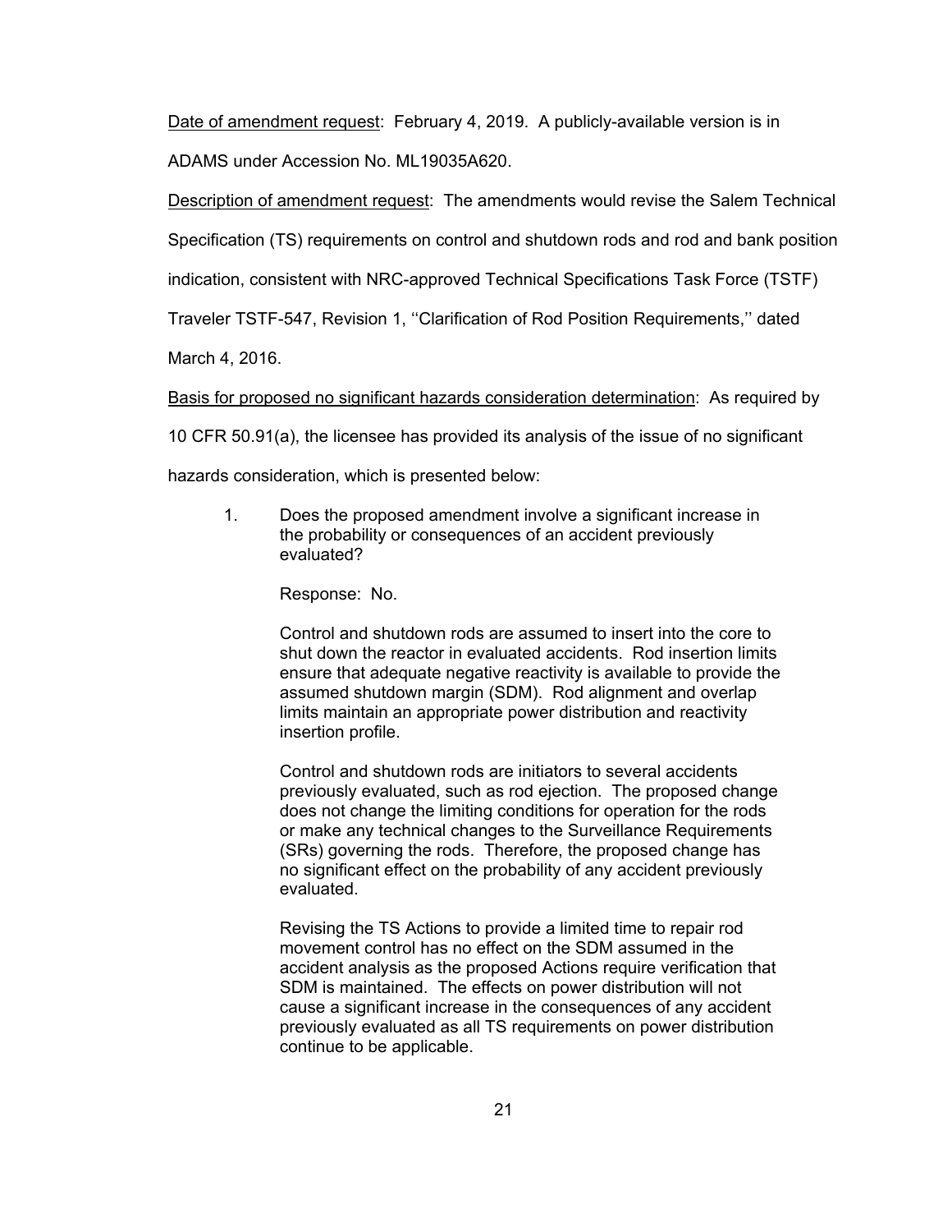<u>Date of amendment request</u>: February 4, 2019. A publicly-available version is in ADAMS under Accession No. ML19035A620.

<u>Description of amendment request</u>: The amendments would revise the Salem Technical Specification (TS) requirements on control and shutdown rods and rod and bank position indication, consistent with NRC-approved Technical Specifications Task Force (TSTF) Traveler TSTF-547, Revision 1, ''Clarification of Rod Position Requirements,'' dated March 4, 2016.

<u>Basis for proposed no significant hazards consideration determination</u>: As required by 10 CFR 50.91(a), the licensee has provided its analysis of the issue of no significant hazards consideration, which is presented below:

1. Does the proposed amendment involve a significant increase in the probability or consequences of an accident previously evaluated?

   Response: No.

   Control and shutdown rods are assumed to insert into the core to shut down the reactor in evaluated accidents. Rod insertion limits ensure that adequate negative reactivity is available to provide the assumed shutdown margin (SDM). Rod alignment and overlap limits maintain an appropriate power distribution and reactivity insertion profile.

   Control and shutdown rods are initiators to several accidents previously evaluated, such as rod ejection. The proposed change does not change the limiting conditions for operation for the rods or make any technical changes to the Surveillance Requirements (SRs) governing the rods. Therefore, the proposed change has no significant effect on the probability of any accident previously evaluated.

   Revising the TS Actions to provide a limited time to repair rod movement control has no effect on the SDM assumed in the accident analysis as the proposed Actions require verification that SDM is maintained. The effects on power distribution will not cause a significant increase in the consequences of any accident previously evaluated as all TS requirements on power distribution continue to be applicable.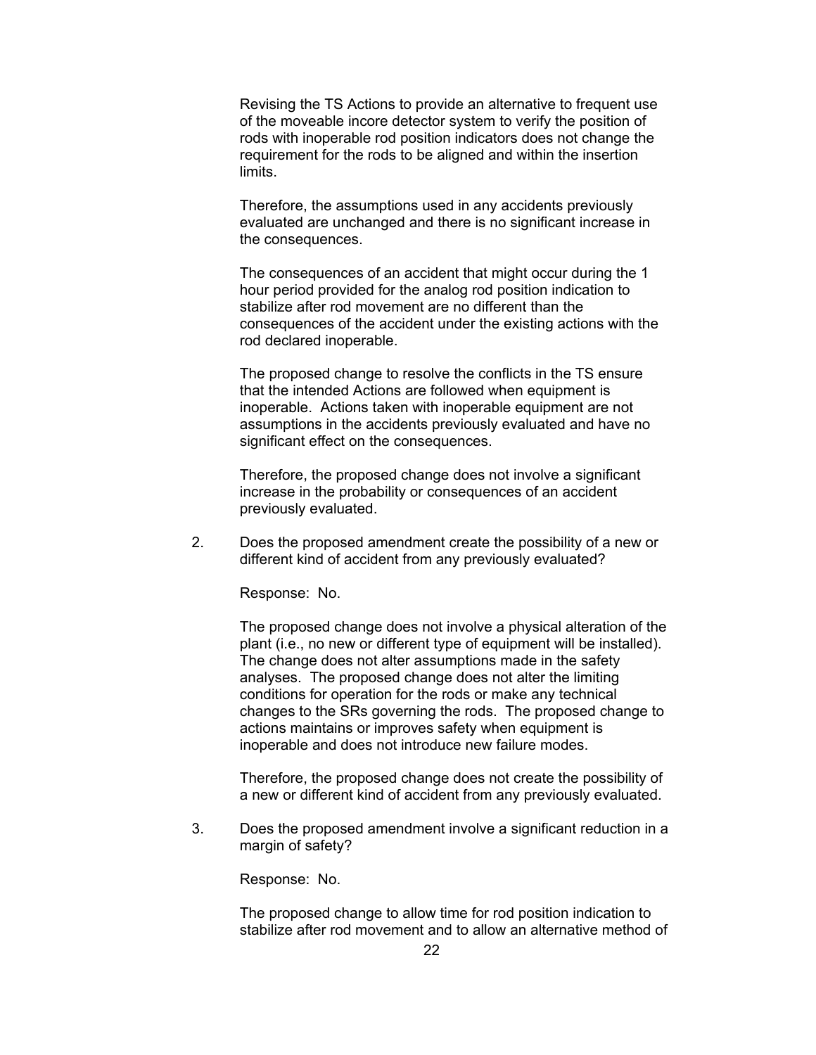Revising the TS Actions to provide an alternative to frequent use of the moveable incore detector system to verify the position of rods with inoperable rod position indicators does not change the requirement for the rods to be aligned and within the insertion limits.

Therefore, the assumptions used in any accidents previously evaluated are unchanged and there is no significant increase in the consequences.

The consequences of an accident that might occur during the 1 hour period provided for the analog rod position indication to stabilize after rod movement are no different than the consequences of the accident under the existing actions with the rod declared inoperable.

The proposed change to resolve the conflicts in the TS ensure that the intended Actions are followed when equipment is inoperable. Actions taken with inoperable equipment are not assumptions in the accidents previously evaluated and have no significant effect on the consequences.

Therefore, the proposed change does not involve a significant increase in the probability or consequences of an accident previously evaluated.

2. Does the proposed amendment create the possibility of a new or different kind of accident from any previously evaluated?

   Response: No.

   The proposed change does not involve a physical alteration of the plant (i.e., no new or different type of equipment will be installed). The change does not alter assumptions made in the safety analyses. The proposed change does not alter the limiting conditions for operation for the rods or make any technical changes to the SRs governing the rods. The proposed change to actions maintains or improves safety when equipment is inoperable and does not introduce new failure modes.

   Therefore, the proposed change does not create the possibility of a new or different kind of accident from any previously evaluated.

3. Does the proposed amendment involve a significant reduction in a margin of safety?

   Response: No.

   The proposed change to allow time for rod position indication to stabilize after rod movement and to allow an alternative method of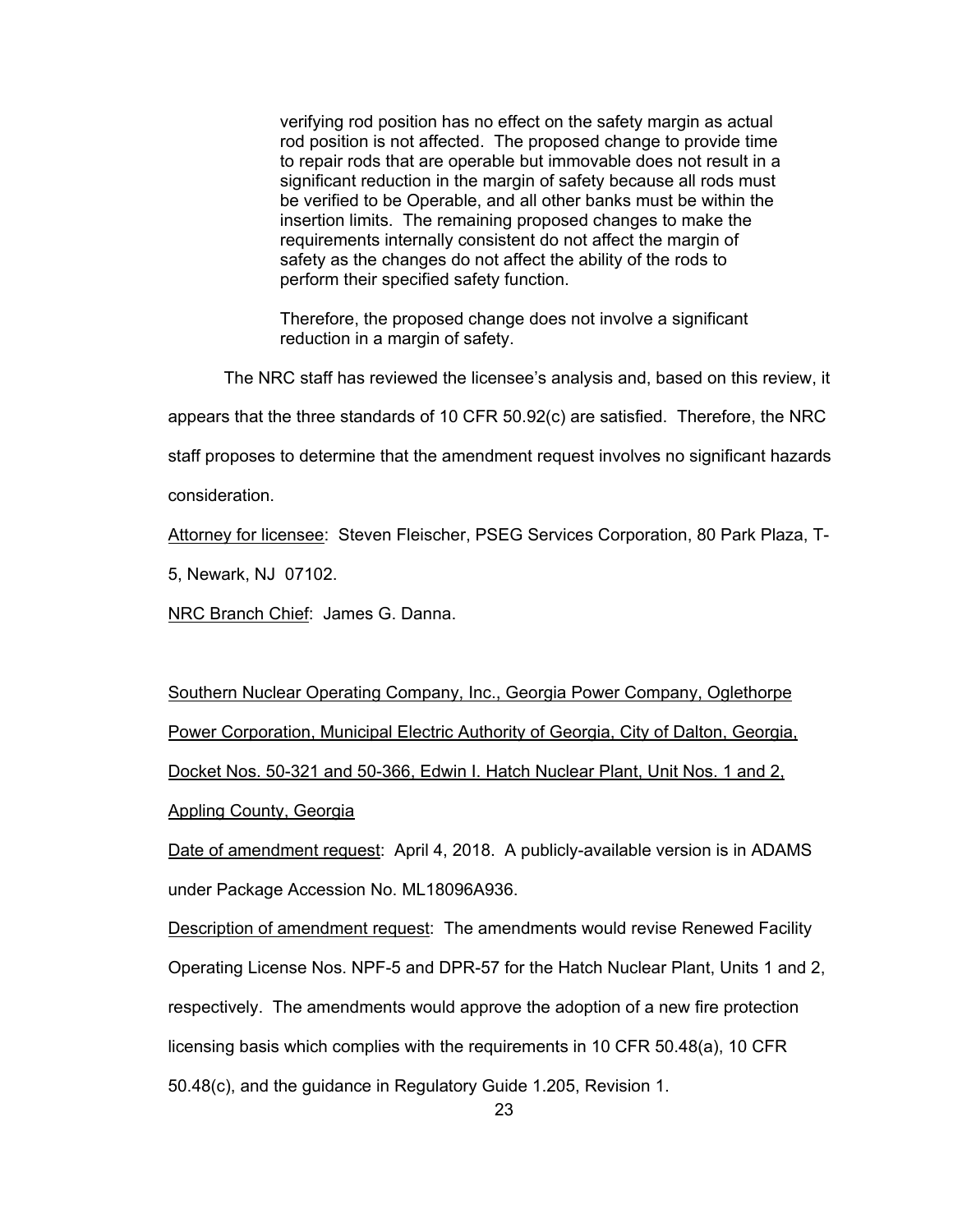> verifying rod position has no effect on the safety margin as actual rod position is not affected. The proposed change to provide time to repair rods that are operable but immovable does not result in a significant reduction in the margin of safety because all rods must be verified to be Operable, and all other banks must be within the insertion limits. The remaining proposed changes to make the requirements internally consistent do not affect the margin of safety as the changes do not affect the ability of the rods to perform their specified safety function.
>
> Therefore, the proposed change does not involve a significant reduction in a margin of safety.

The NRC staff has reviewed the licensee's analysis and, based on this review, it appears that the three standards of 10 CFR 50.92(c) are satisfied. Therefore, the NRC staff proposes to determine that the amendment request involves no significant hazards consideration.

Attorney for licensee: Steven Fleischer, PSEG Services Corporation, 80 Park Plaza, T-5, Newark, NJ 07102.

NRC Branch Chief: James G. Danna.

Southern Nuclear Operating Company, Inc., Georgia Power Company, Oglethorpe Power Corporation, Municipal Electric Authority of Georgia, City of Dalton, Georgia, Docket Nos. 50-321 and 50-366, Edwin I. Hatch Nuclear Plant, Unit Nos. 1 and 2, Appling County, Georgia

Date of amendment request: April 4, 2018. A publicly-available version is in ADAMS under Package Accession No. ML18096A936.

Description of amendment request: The amendments would revise Renewed Facility Operating License Nos. NPF-5 and DPR-57 for the Hatch Nuclear Plant, Units 1 and 2, respectively. The amendments would approve the adoption of a new fire protection licensing basis which complies with the requirements in 10 CFR 50.48(a), 10 CFR 50.48(c), and the guidance in Regulatory Guide 1.205, Revision 1.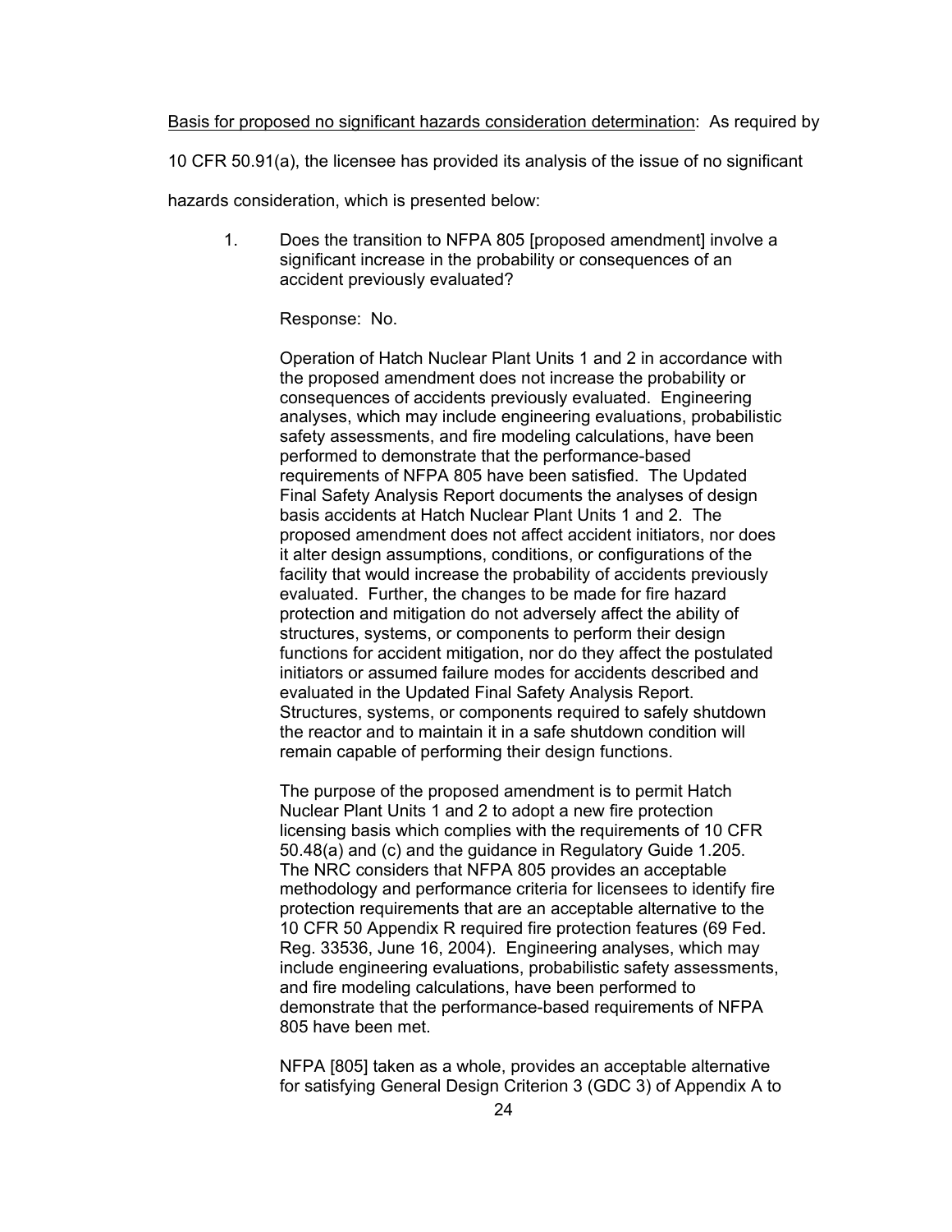Basis for proposed no significant hazards consideration determination: As required by 10 CFR 50.91(a), the licensee has provided its analysis of the issue of no significant hazards consideration, which is presented below:

1. Does the transition to NFPA 805 [proposed amendment] involve a significant increase in the probability or consequences of an accident previously evaluated?

   Response: No.

   Operation of Hatch Nuclear Plant Units 1 and 2 in accordance with the proposed amendment does not increase the probability or consequences of accidents previously evaluated. Engineering analyses, which may include engineering evaluations, probabilistic safety assessments, and fire modeling calculations, have been performed to demonstrate that the performance-based requirements of NFPA 805 have been satisfied. The Updated Final Safety Analysis Report documents the analyses of design basis accidents at Hatch Nuclear Plant Units 1 and 2. The proposed amendment does not affect accident initiators, nor does it alter design assumptions, conditions, or configurations of the facility that would increase the probability of accidents previously evaluated. Further, the changes to be made for fire hazard protection and mitigation do not adversely affect the ability of structures, systems, or components to perform their design functions for accident mitigation, nor do they affect the postulated initiators or assumed failure modes for accidents described and evaluated in the Updated Final Safety Analysis Report. Structures, systems, or components required to safely shutdown the reactor and to maintain it in a safe shutdown condition will remain capable of performing their design functions.

   The purpose of the proposed amendment is to permit Hatch Nuclear Plant Units 1 and 2 to adopt a new fire protection licensing basis which complies with the requirements of 10 CFR 50.48(a) and (c) and the guidance in Regulatory Guide 1.205. The NRC considers that NFPA 805 provides an acceptable methodology and performance criteria for licensees to identify fire protection requirements that are an acceptable alternative to the 10 CFR 50 Appendix R required fire protection features (69 Fed. Reg. 33536, June 16, 2004). Engineering analyses, which may include engineering evaluations, probabilistic safety assessments, and fire modeling calculations, have been performed to demonstrate that the performance-based requirements of NFPA 805 have been met.

   NFPA [805] taken as a whole, provides an acceptable alternative for satisfying General Design Criterion 3 (GDC 3) of Appendix A to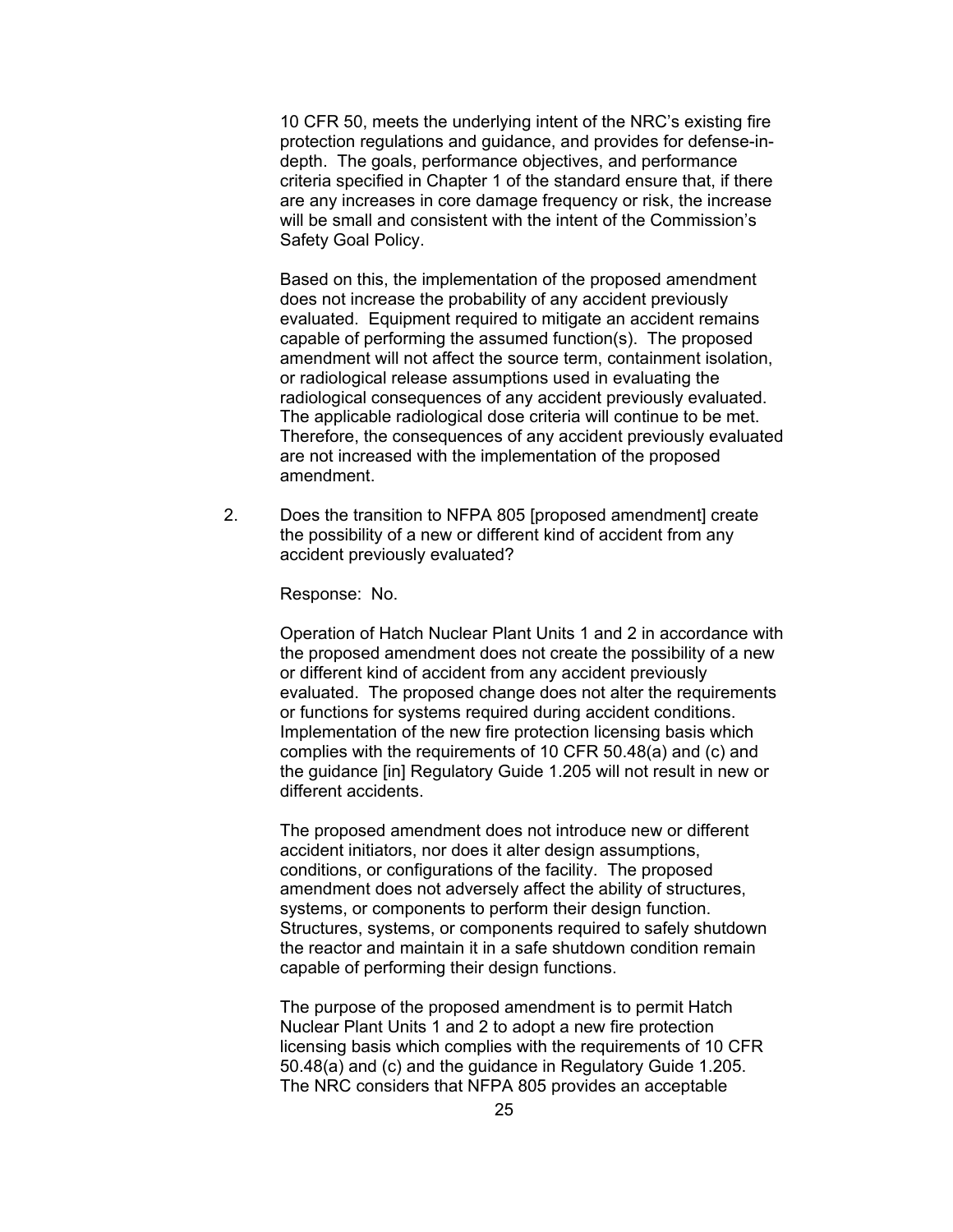10 CFR 50, meets the underlying intent of the NRC's existing fire protection regulations and guidance, and provides for defense-in-depth. The goals, performance objectives, and performance criteria specified in Chapter 1 of the standard ensure that, if there are any increases in core damage frequency or risk, the increase will be small and consistent with the intent of the Commission's Safety Goal Policy.

Based on this, the implementation of the proposed amendment does not increase the probability of any accident previously evaluated. Equipment required to mitigate an accident remains capable of performing the assumed function(s). The proposed amendment will not affect the source term, containment isolation, or radiological release assumptions used in evaluating the radiological consequences of any accident previously evaluated. The applicable radiological dose criteria will continue to be met. Therefore, the consequences of any accident previously evaluated are not increased with the implementation of the proposed amendment.

2. Does the transition to NFPA 805 [proposed amendment] create the possibility of a new or different kind of accident from any accident previously evaluated?

   Response: No.

   Operation of Hatch Nuclear Plant Units 1 and 2 in accordance with the proposed amendment does not create the possibility of a new or different kind of accident from any accident previously evaluated. The proposed change does not alter the requirements or functions for systems required during accident conditions. Implementation of the new fire protection licensing basis which complies with the requirements of 10 CFR 50.48(a) and (c) and the guidance [in] Regulatory Guide 1.205 will not result in new or different accidents.

   The proposed amendment does not introduce new or different accident initiators, nor does it alter design assumptions, conditions, or configurations of the facility. The proposed amendment does not adversely affect the ability of structures, systems, or components to perform their design function. Structures, systems, or components required to safely shutdown the reactor and maintain it in a safe shutdown condition remain capable of performing their design functions.

   The purpose of the proposed amendment is to permit Hatch Nuclear Plant Units 1 and 2 to adopt a new fire protection licensing basis which complies with the requirements of 10 CFR 50.48(a) and (c) and the guidance in Regulatory Guide 1.205. The NRC considers that NFPA 805 provides an acceptable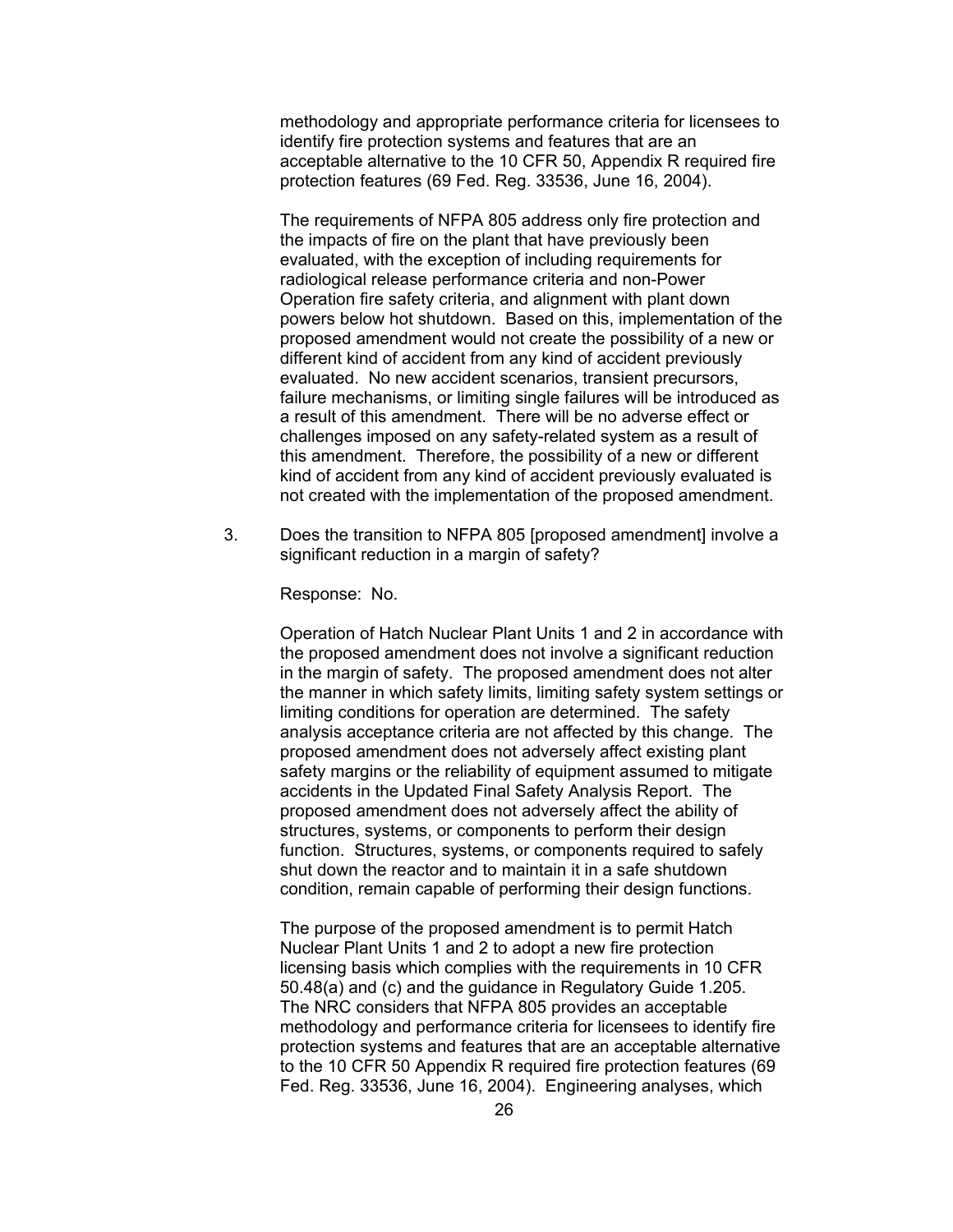methodology and appropriate performance criteria for licensees to identify fire protection systems and features that are an acceptable alternative to the 10 CFR 50, Appendix R required fire protection features (69 Fed. Reg. 33536, June 16, 2004).

The requirements of NFPA 805 address only fire protection and the impacts of fire on the plant that have previously been evaluated, with the exception of including requirements for radiological release performance criteria and non-Power Operation fire safety criteria, and alignment with plant down powers below hot shutdown. Based on this, implementation of the proposed amendment would not create the possibility of a new or different kind of accident from any kind of accident previously evaluated. No new accident scenarios, transient precursors, failure mechanisms, or limiting single failures will be introduced as a result of this amendment. There will be no adverse effect or challenges imposed on any safety-related system as a result of this amendment. Therefore, the possibility of a new or different kind of accident from any kind of accident previously evaluated is not created with the implementation of the proposed amendment.

3. Does the transition to NFPA 805 [proposed amendment] involve a significant reduction in a margin of safety?

   Response: No.

   Operation of Hatch Nuclear Plant Units 1 and 2 in accordance with the proposed amendment does not involve a significant reduction in the margin of safety. The proposed amendment does not alter the manner in which safety limits, limiting safety system settings or limiting conditions for operation are determined. The safety analysis acceptance criteria are not affected by this change. The proposed amendment does not adversely affect existing plant safety margins or the reliability of equipment assumed to mitigate accidents in the Updated Final Safety Analysis Report. The proposed amendment does not adversely affect the ability of structures, systems, or components to perform their design function. Structures, systems, or components required to safely shut down the reactor and to maintain it in a safe shutdown condition, remain capable of performing their design functions.

   The purpose of the proposed amendment is to permit Hatch Nuclear Plant Units 1 and 2 to adopt a new fire protection licensing basis which complies with the requirements in 10 CFR 50.48(a) and (c) and the guidance in Regulatory Guide 1.205. The NRC considers that NFPA 805 provides an acceptable methodology and performance criteria for licensees to identify fire protection systems and features that are an acceptable alternative to the 10 CFR 50 Appendix R required fire protection features (69 Fed. Reg. 33536, June 16, 2004). Engineering analyses, which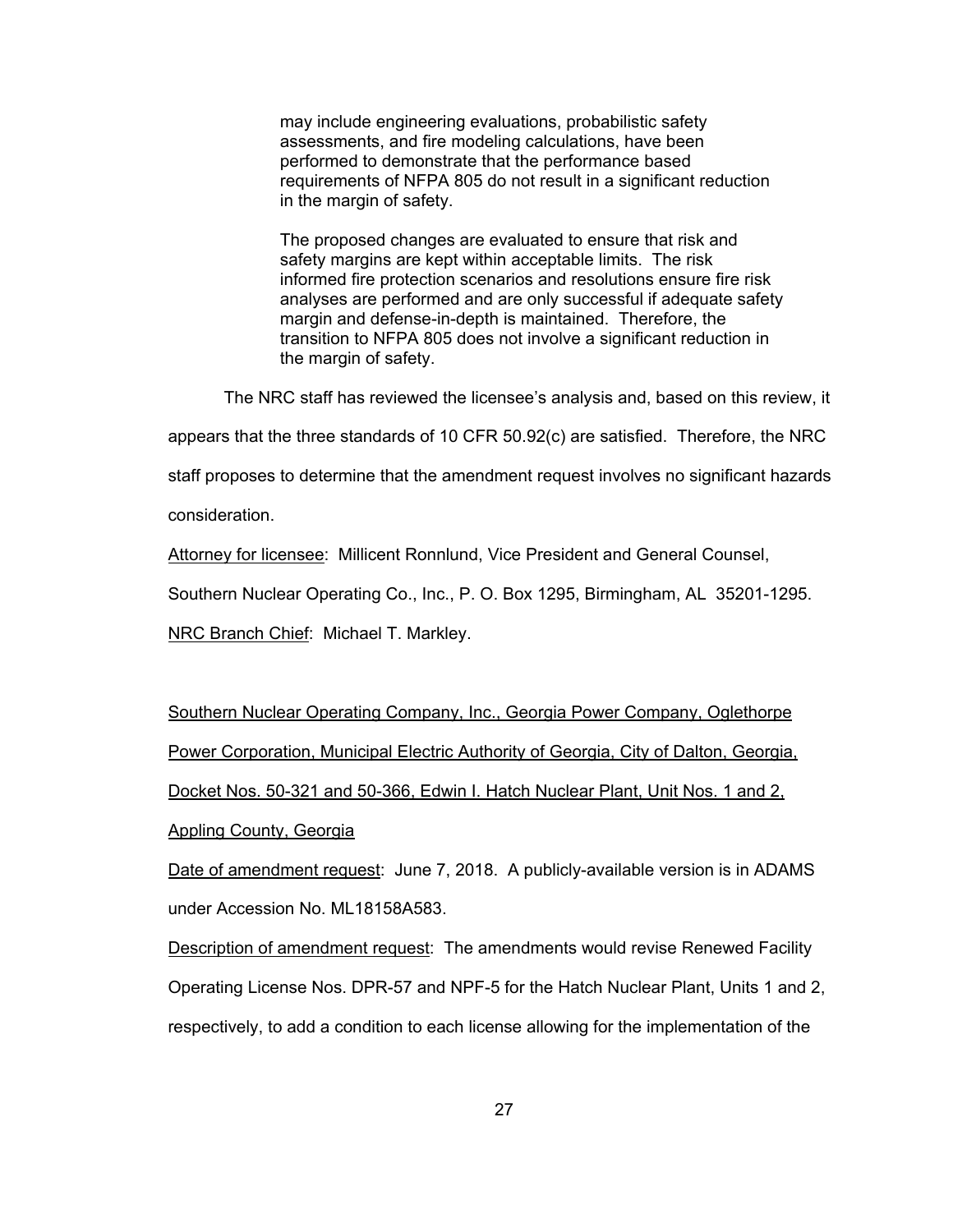> may include engineering evaluations, probabilistic safety assessments, and fire modeling calculations, have been performed to demonstrate that the performance based requirements of NFPA 805 do not result in a significant reduction in the margin of safety.
>
> The proposed changes are evaluated to ensure that risk and safety margins are kept within acceptable limits. The risk informed fire protection scenarios and resolutions ensure fire risk analyses are performed and are only successful if adequate safety margin and defense-in-depth is maintained. Therefore, the transition to NFPA 805 does not involve a significant reduction in the margin of safety.

The NRC staff has reviewed the licensee's analysis and, based on this review, it appears that the three standards of 10 CFR 50.92(c) are satisfied. Therefore, the NRC staff proposes to determine that the amendment request involves no significant hazards consideration.

Attorney for licensee: Millicent Ronnlund, Vice President and General Counsel, Southern Nuclear Operating Co., Inc., P. O. Box 1295, Birmingham, AL 35201-1295.

NRC Branch Chief: Michael T. Markley.

Southern Nuclear Operating Company, Inc., Georgia Power Company, Oglethorpe Power Corporation, Municipal Electric Authority of Georgia, City of Dalton, Georgia, Docket Nos. 50-321 and 50-366, Edwin I. Hatch Nuclear Plant, Unit Nos. 1 and 2, Appling County, Georgia

Date of amendment request: June 7, 2018. A publicly-available version is in ADAMS under Accession No. ML18158A583.

Description of amendment request: The amendments would revise Renewed Facility Operating License Nos. DPR-57 and NPF-5 for the Hatch Nuclear Plant, Units 1 and 2, respectively, to add a condition to each license allowing for the implementation of the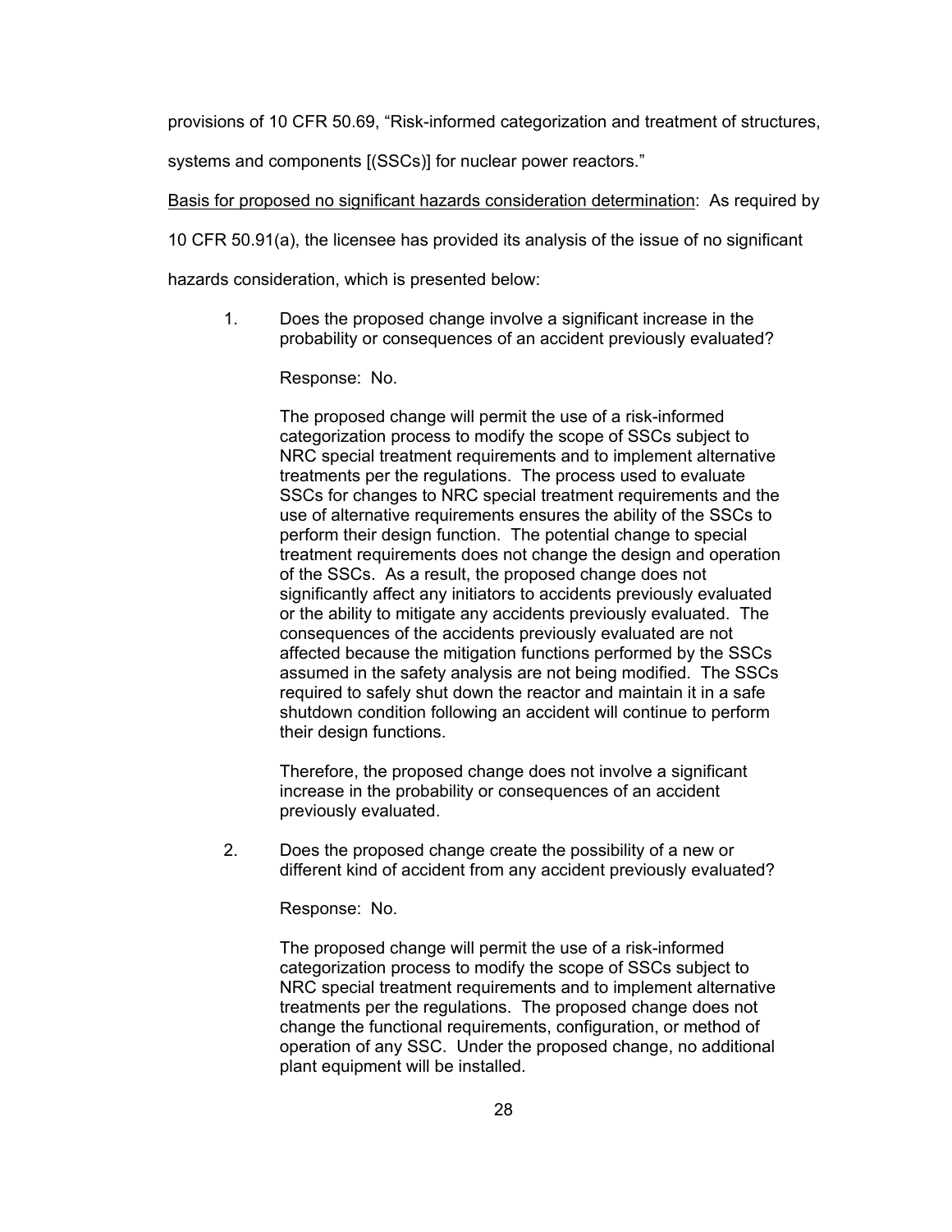provisions of 10 CFR 50.69, "Risk-informed categorization and treatment of structures, systems and components [(SSCs)] for nuclear power reactors."

<u>Basis for proposed no significant hazards consideration determination</u>: As required by 10 CFR 50.91(a), the licensee has provided its analysis of the issue of no significant hazards consideration, which is presented below:

1. Does the proposed change involve a significant increase in the probability or consequences of an accident previously evaluated?

   Response: No.

   The proposed change will permit the use of a risk-informed categorization process to modify the scope of SSCs subject to NRC special treatment requirements and to implement alternative treatments per the regulations. The process used to evaluate SSCs for changes to NRC special treatment requirements and the use of alternative requirements ensures the ability of the SSCs to perform their design function. The potential change to special treatment requirements does not change the design and operation of the SSCs. As a result, the proposed change does not significantly affect any initiators to accidents previously evaluated or the ability to mitigate any accidents previously evaluated. The consequences of the accidents previously evaluated are not affected because the mitigation functions performed by the SSCs assumed in the safety analysis are not being modified. The SSCs required to safely shut down the reactor and maintain it in a safe shutdown condition following an accident will continue to perform their design functions.

   Therefore, the proposed change does not involve a significant increase in the probability or consequences of an accident previously evaluated.

2. Does the proposed change create the possibility of a new or different kind of accident from any accident previously evaluated?

   Response: No.

   The proposed change will permit the use of a risk-informed categorization process to modify the scope of SSCs subject to NRC special treatment requirements and to implement alternative treatments per the regulations. The proposed change does not change the functional requirements, configuration, or method of operation of any SSC. Under the proposed change, no additional plant equipment will be installed.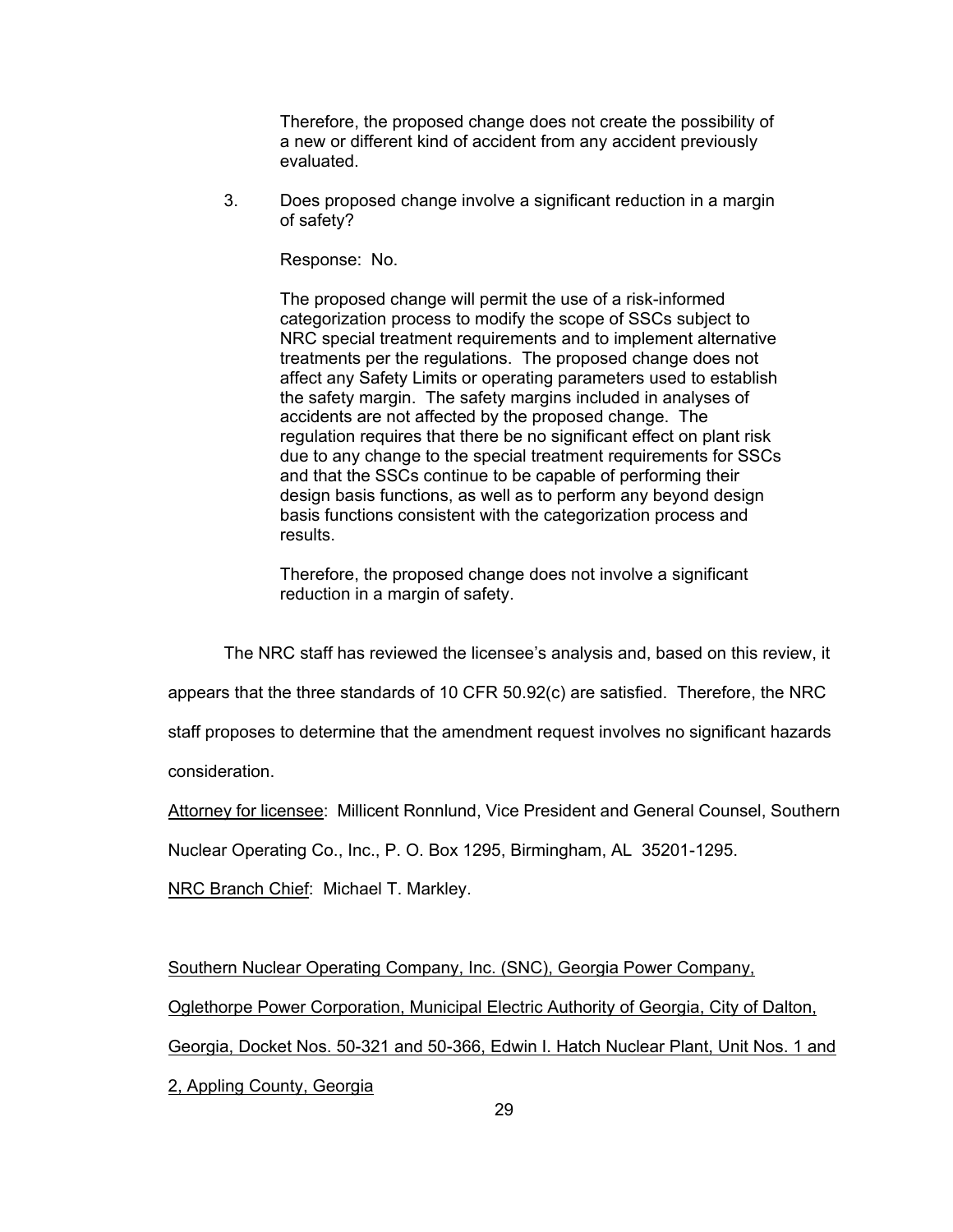Therefore, the proposed change does not create the possibility of a new or different kind of accident from any accident previously evaluated.

3. Does proposed change involve a significant reduction in a margin of safety?

   Response: No.

   The proposed change will permit the use of a risk-informed categorization process to modify the scope of SSCs subject to NRC special treatment requirements and to implement alternative treatments per the regulations. The proposed change does not affect any Safety Limits or operating parameters used to establish the safety margin. The safety margins included in analyses of accidents are not affected by the proposed change. The regulation requires that there be no significant effect on plant risk due to any change to the special treatment requirements for SSCs and that the SSCs continue to be capable of performing their design basis functions, as well as to perform any beyond design basis functions consistent with the categorization process and results.

   Therefore, the proposed change does not involve a significant reduction in a margin of safety.

The NRC staff has reviewed the licensee's analysis and, based on this review, it appears that the three standards of 10 CFR 50.92(c) are satisfied. Therefore, the NRC staff proposes to determine that the amendment request involves no significant hazards consideration.

Attorney for licensee: Millicent Ronnlund, Vice President and General Counsel, Southern Nuclear Operating Co., Inc., P. O. Box 1295, Birmingham, AL 35201-1295.

NRC Branch Chief: Michael T. Markley.

Southern Nuclear Operating Company, Inc. (SNC), Georgia Power Company, Oglethorpe Power Corporation, Municipal Electric Authority of Georgia, City of Dalton, Georgia, Docket Nos. 50-321 and 50-366, Edwin I. Hatch Nuclear Plant, Unit Nos. 1 and 2, Appling County, Georgia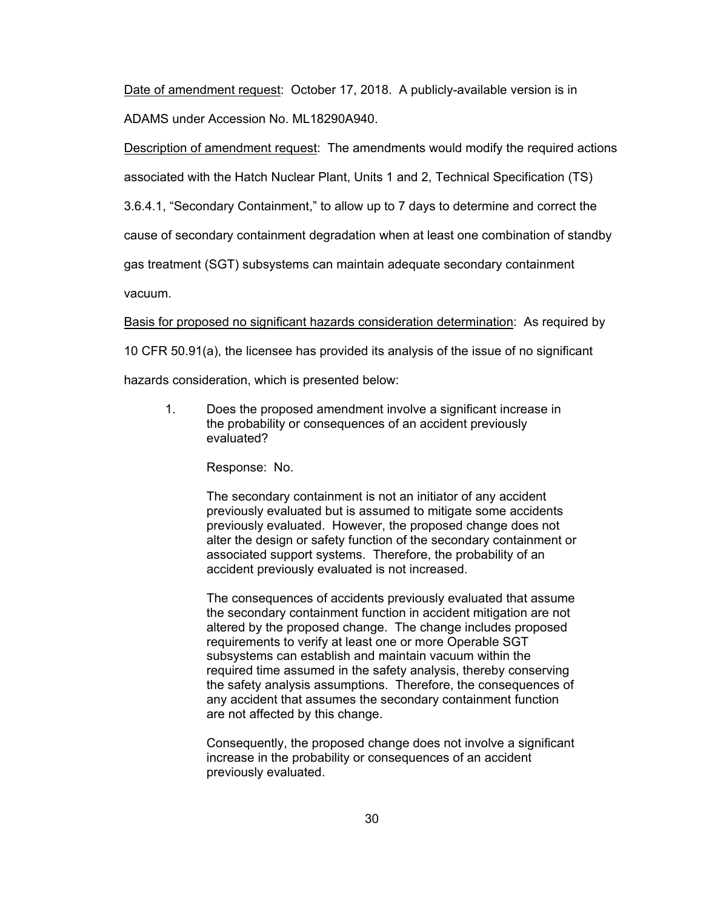Date of amendment request: October 17, 2018. A publicly-available version is in ADAMS under Accession No. ML18290A940.

Description of amendment request: The amendments would modify the required actions associated with the Hatch Nuclear Plant, Units 1 and 2, Technical Specification (TS) 3.6.4.1, "Secondary Containment," to allow up to 7 days to determine and correct the cause of secondary containment degradation when at least one combination of standby gas treatment (SGT) subsystems can maintain adequate secondary containment vacuum.

Basis for proposed no significant hazards consideration determination: As required by 10 CFR 50.91(a), the licensee has provided its analysis of the issue of no significant hazards consideration, which is presented below:

> 1. Does the proposed amendment involve a significant increase in the probability or consequences of an accident previously evaluated?
>
> Response: No.
>
> The secondary containment is not an initiator of any accident previously evaluated but is assumed to mitigate some accidents previously evaluated. However, the proposed change does not alter the design or safety function of the secondary containment or associated support systems. Therefore, the probability of an accident previously evaluated is not increased.
>
> The consequences of accidents previously evaluated that assume the secondary containment function in accident mitigation are not altered by the proposed change. The change includes proposed requirements to verify at least one or more Operable SGT subsystems can establish and maintain vacuum within the required time assumed in the safety analysis, thereby conserving the safety analysis assumptions. Therefore, the consequences of any accident that assumes the secondary containment function are not affected by this change.
>
> Consequently, the proposed change does not involve a significant increase in the probability or consequences of an accident previously evaluated.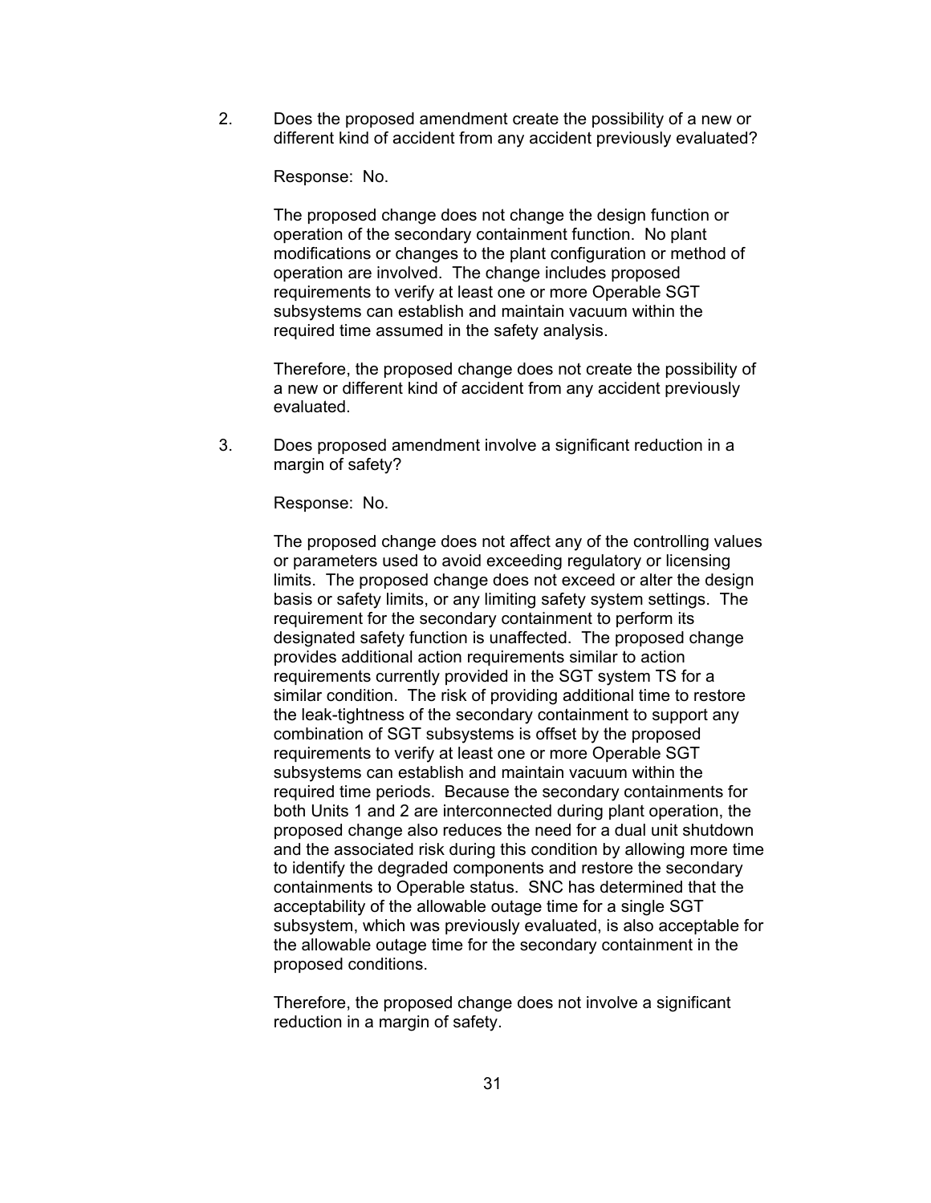2. Does the proposed amendment create the possibility of a new or different kind of accident from any accident previously evaluated?

   Response: No.

   The proposed change does not change the design function or operation of the secondary containment function. No plant modifications or changes to the plant configuration or method of operation are involved. The change includes proposed requirements to verify at least one or more Operable SGT subsystems can establish and maintain vacuum within the required time assumed in the safety analysis.

   Therefore, the proposed change does not create the possibility of a new or different kind of accident from any accident previously evaluated.

3. Does proposed amendment involve a significant reduction in a margin of safety?

   Response: No.

   The proposed change does not affect any of the controlling values or parameters used to avoid exceeding regulatory or licensing limits. The proposed change does not exceed or alter the design basis or safety limits, or any limiting safety system settings. The requirement for the secondary containment to perform its designated safety function is unaffected. The proposed change provides additional action requirements similar to action requirements currently provided in the SGT system TS for a similar condition. The risk of providing additional time to restore the leak-tightness of the secondary containment to support any combination of SGT subsystems is offset by the proposed requirements to verify at least one or more Operable SGT subsystems can establish and maintain vacuum within the required time periods. Because the secondary containments for both Units 1 and 2 are interconnected during plant operation, the proposed change also reduces the need for a dual unit shutdown and the associated risk during this condition by allowing more time to identify the degraded components and restore the secondary containments to Operable status. SNC has determined that the acceptability of the allowable outage time for a single SGT subsystem, which was previously evaluated, is also acceptable for the allowable outage time for the secondary containment in the proposed conditions.

   Therefore, the proposed change does not involve a significant reduction in a margin of safety.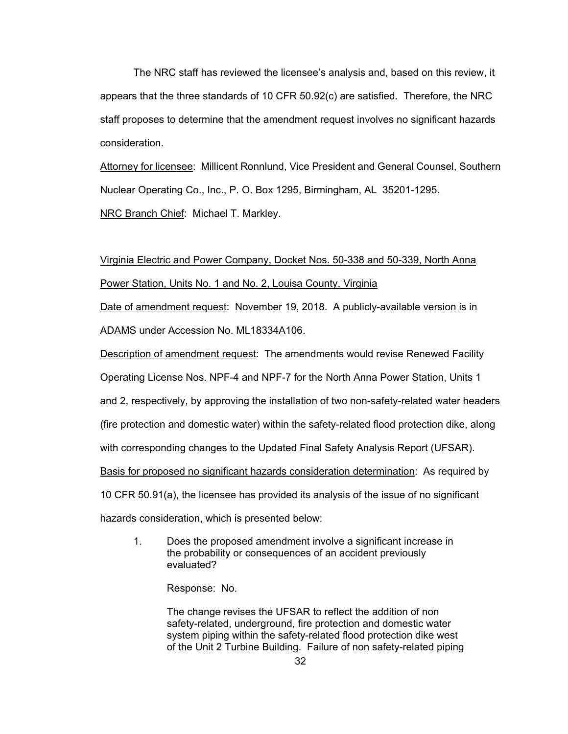The NRC staff has reviewed the licensee's analysis and, based on this review, it appears that the three standards of 10 CFR 50.92(c) are satisfied. Therefore, the NRC staff proposes to determine that the amendment request involves no significant hazards consideration.

Attorney for licensee: Millicent Ronnlund, Vice President and General Counsel, Southern Nuclear Operating Co., Inc., P. O. Box 1295, Birmingham, AL 35201-1295.

NRC Branch Chief: Michael T. Markley.

Virginia Electric and Power Company, Docket Nos. 50-338 and 50-339, North Anna Power Station, Units No. 1 and No. 2, Louisa County, Virginia

Date of amendment request: November 19, 2018. A publicly-available version is in ADAMS under Accession No. ML18334A106.

Description of amendment request: The amendments would revise Renewed Facility Operating License Nos. NPF-4 and NPF-7 for the North Anna Power Station, Units 1 and 2, respectively, by approving the installation of two non-safety-related water headers (fire protection and domestic water) within the safety-related flood protection dike, along with corresponding changes to the Updated Final Safety Analysis Report (UFSAR).

Basis for proposed no significant hazards consideration determination: As required by 10 CFR 50.91(a), the licensee has provided its analysis of the issue of no significant hazards consideration, which is presented below:

> 1. Does the proposed amendment involve a significant increase in the probability or consequences of an accident previously evaluated?
>
> Response: No.
>
> The change revises the UFSAR to reflect the addition of non safety-related, underground, fire protection and domestic water system piping within the safety-related flood protection dike west of the Unit 2 Turbine Building. Failure of non safety-related piping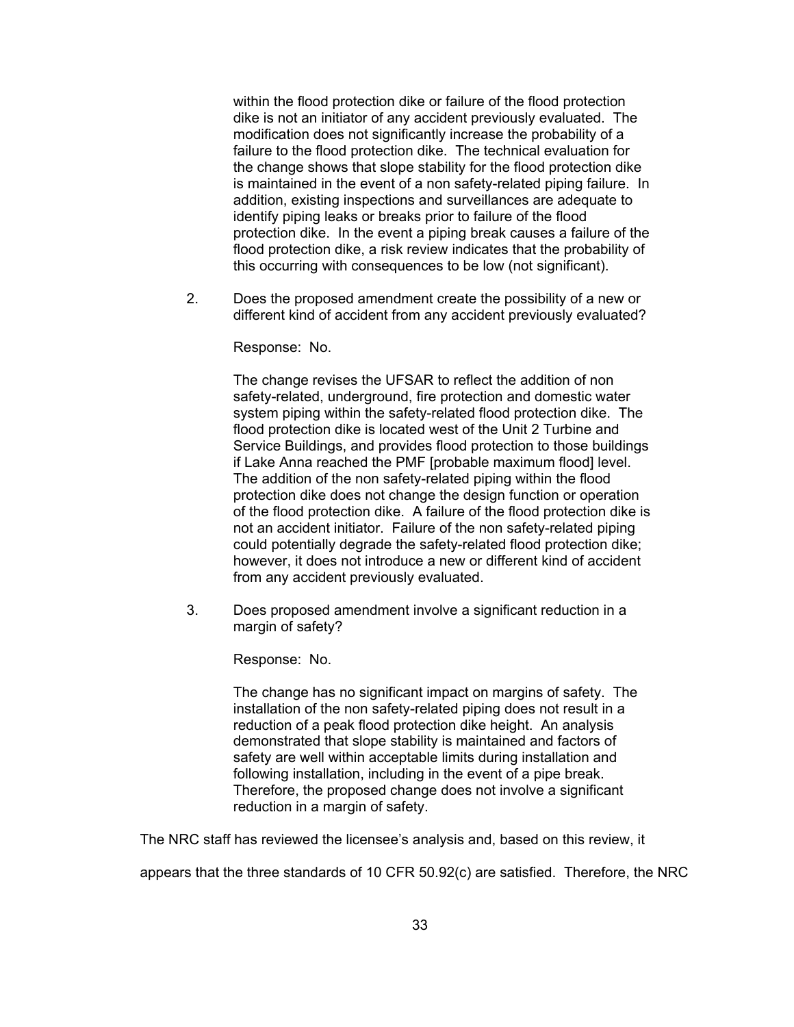within the flood protection dike or failure of the flood protection dike is not an initiator of any accident previously evaluated. The modification does not significantly increase the probability of a failure to the flood protection dike. The technical evaluation for the change shows that slope stability for the flood protection dike is maintained in the event of a non safety-related piping failure. In addition, existing inspections and surveillances are adequate to identify piping leaks or breaks prior to failure of the flood protection dike. In the event a piping break causes a failure of the flood protection dike, a risk review indicates that the probability of this occurring with consequences to be low (not significant).

2. Does the proposed amendment create the possibility of a new or different kind of accident from any accident previously evaluated?

   Response: No.

   The change revises the UFSAR to reflect the addition of non safety-related, underground, fire protection and domestic water system piping within the safety-related flood protection dike. The flood protection dike is located west of the Unit 2 Turbine and Service Buildings, and provides flood protection to those buildings if Lake Anna reached the PMF [probable maximum flood] level. The addition of the non safety-related piping within the flood protection dike does not change the design function or operation of the flood protection dike. A failure of the flood protection dike is not an accident initiator. Failure of the non safety-related piping could potentially degrade the safety-related flood protection dike; however, it does not introduce a new or different kind of accident from any accident previously evaluated.

3. Does proposed amendment involve a significant reduction in a margin of safety?

   Response: No.

   The change has no significant impact on margins of safety. The installation of the non safety-related piping does not result in a reduction of a peak flood protection dike height. An analysis demonstrated that slope stability is maintained and factors of safety are well within acceptable limits during installation and following installation, including in the event of a pipe break. Therefore, the proposed change does not involve a significant reduction in a margin of safety.

The NRC staff has reviewed the licensee's analysis and, based on this review, it appears that the three standards of 10 CFR 50.92(c) are satisfied. Therefore, the NRC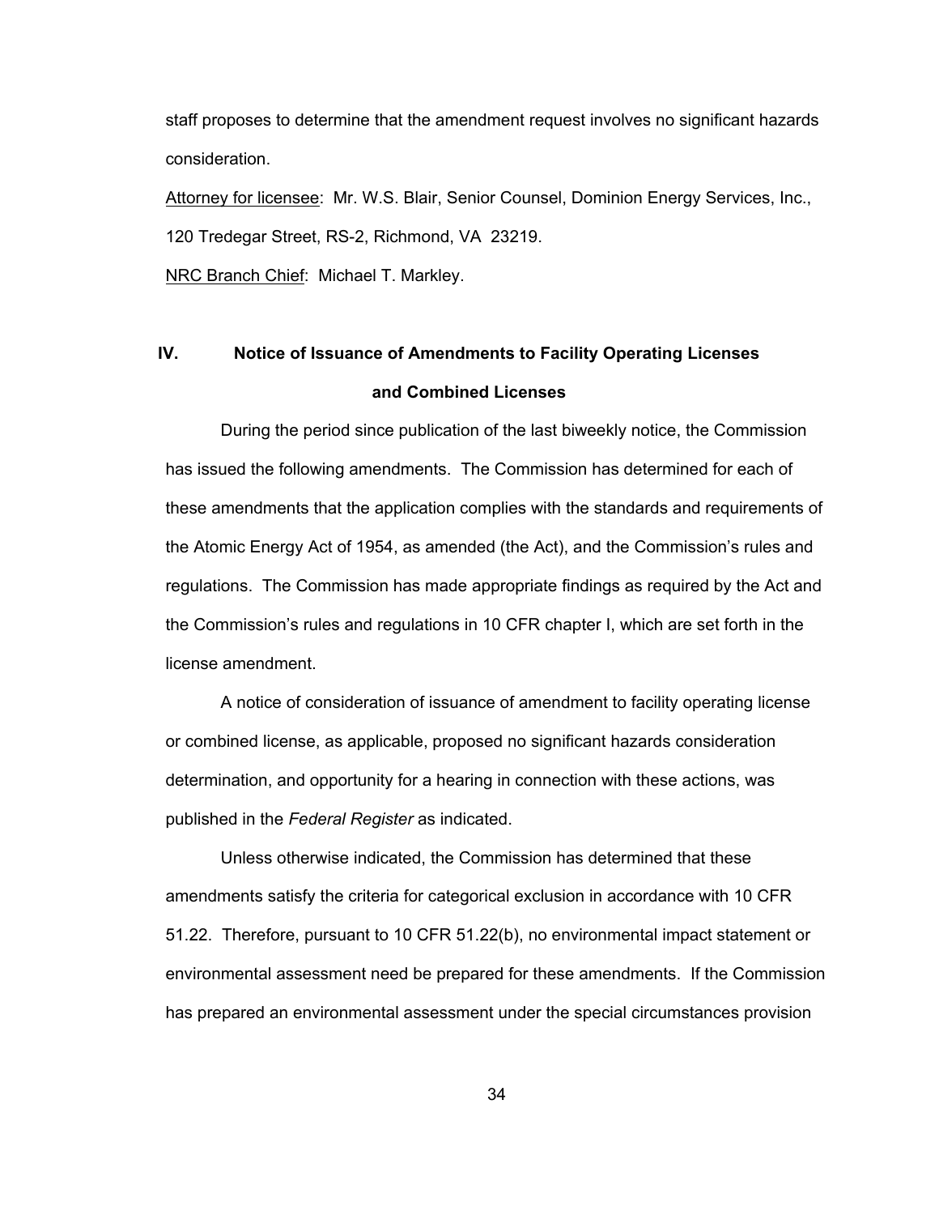staff proposes to determine that the amendment request involves no significant hazards consideration.

Attorney for licensee: Mr. W.S. Blair, Senior Counsel, Dominion Energy Services, Inc., 120 Tredegar Street, RS-2, Richmond, VA 23219.

NRC Branch Chief: Michael T. Markley.

## IV. Notice of Issuance of Amendments to Facility Operating Licenses and Combined Licenses

During the period since publication of the last biweekly notice, the Commission has issued the following amendments. The Commission has determined for each of these amendments that the application complies with the standards and requirements of the Atomic Energy Act of 1954, as amended (the Act), and the Commission's rules and regulations. The Commission has made appropriate findings as required by the Act and the Commission's rules and regulations in 10 CFR chapter I, which are set forth in the license amendment.

A notice of consideration of issuance of amendment to facility operating license or combined license, as applicable, proposed no significant hazards consideration determination, and opportunity for a hearing in connection with these actions, was published in the *Federal Register* as indicated.

Unless otherwise indicated, the Commission has determined that these amendments satisfy the criteria for categorical exclusion in accordance with 10 CFR 51.22. Therefore, pursuant to 10 CFR 51.22(b), no environmental impact statement or environmental assessment need be prepared for these amendments. If the Commission has prepared an environmental assessment under the special circumstances provision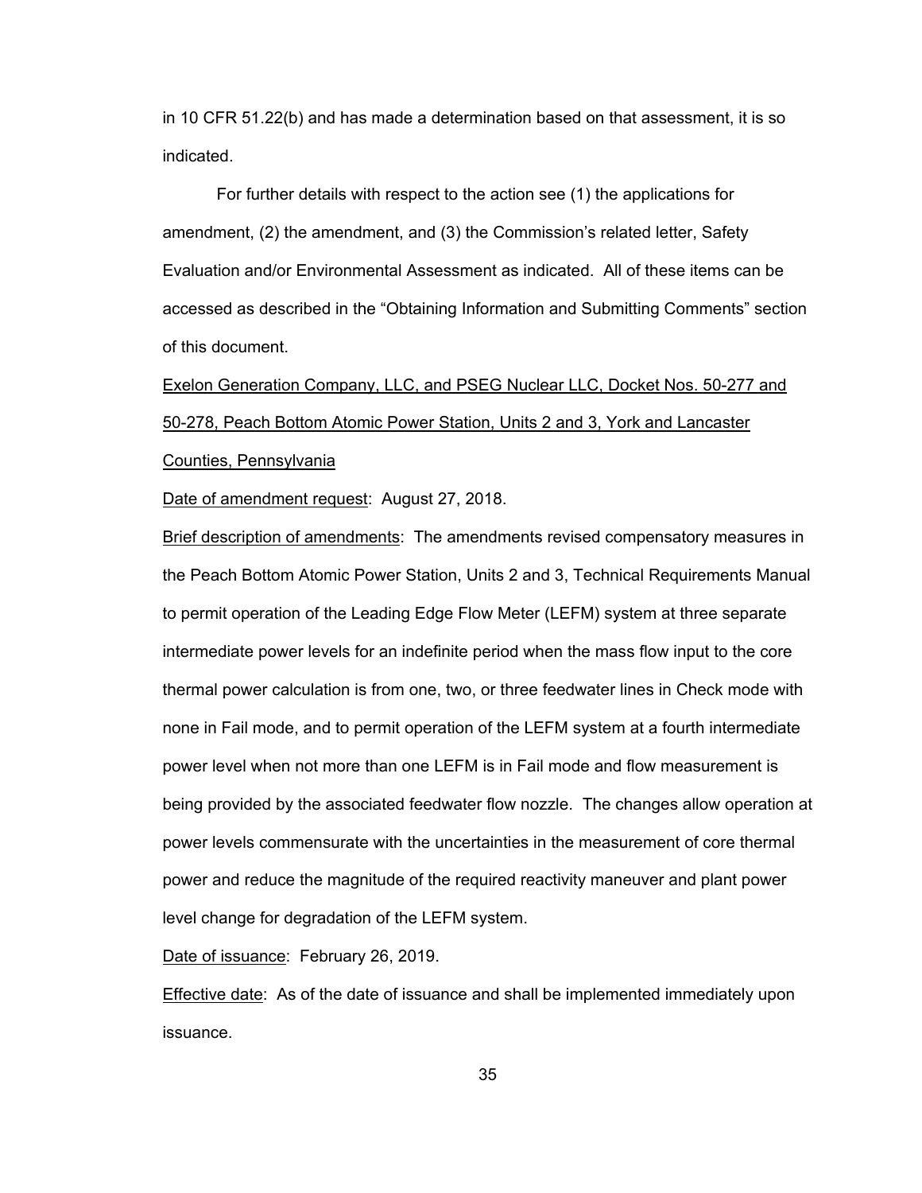in 10 CFR 51.22(b) and has made a determination based on that assessment, it is so indicated.

For further details with respect to the action see (1) the applications for amendment, (2) the amendment, and (3) the Commission's related letter, Safety Evaluation and/or Environmental Assessment as indicated. All of these items can be accessed as described in the "Obtaining Information and Submitting Comments" section of this document.

Exelon Generation Company, LLC, and PSEG Nuclear LLC, Docket Nos. 50-277 and 50-278, Peach Bottom Atomic Power Station, Units 2 and 3, York and Lancaster Counties, Pennsylvania

Date of amendment request: August 27, 2018.

Brief description of amendments: The amendments revised compensatory measures in the Peach Bottom Atomic Power Station, Units 2 and 3, Technical Requirements Manual to permit operation of the Leading Edge Flow Meter (LEFM) system at three separate intermediate power levels for an indefinite period when the mass flow input to the core thermal power calculation is from one, two, or three feedwater lines in Check mode with none in Fail mode, and to permit operation of the LEFM system at a fourth intermediate power level when not more than one LEFM is in Fail mode and flow measurement is being provided by the associated feedwater flow nozzle. The changes allow operation at power levels commensurate with the uncertainties in the measurement of core thermal power and reduce the magnitude of the required reactivity maneuver and plant power level change for degradation of the LEFM system.

Date of issuance: February 26, 2019.

Effective date: As of the date of issuance and shall be implemented immediately upon issuance.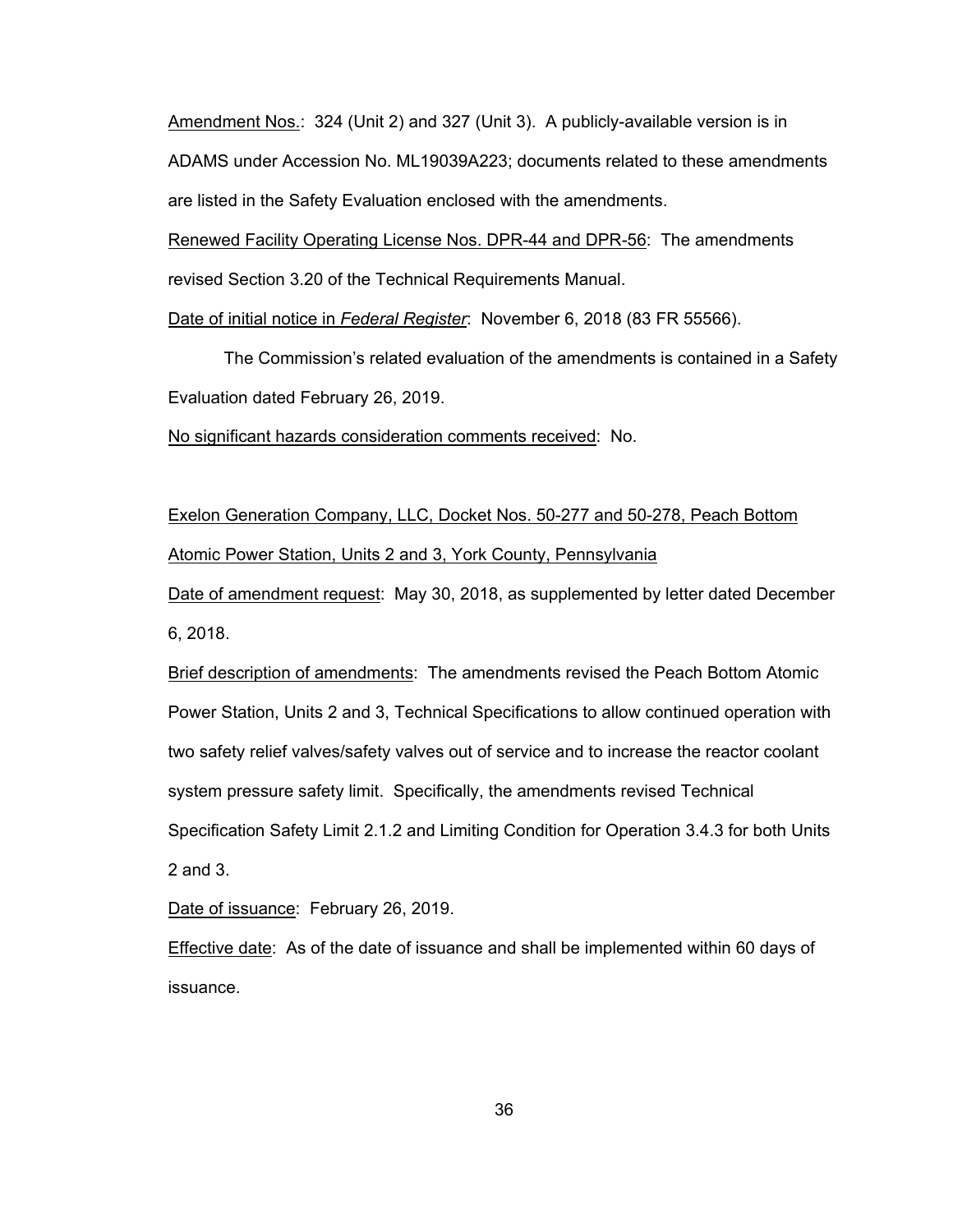Amendment Nos.: 324 (Unit 2) and 327 (Unit 3). A publicly-available version is in ADAMS under Accession No. ML19039A223; documents related to these amendments are listed in the Safety Evaluation enclosed with the amendments.

Renewed Facility Operating License Nos. DPR-44 and DPR-56: The amendments revised Section 3.20 of the Technical Requirements Manual.

Date of initial notice in *Federal Register*: November 6, 2018 (83 FR 55566).

The Commission's related evaluation of the amendments is contained in a Safety Evaluation dated February 26, 2019.

No significant hazards consideration comments received: No.

Exelon Generation Company, LLC, Docket Nos. 50-277 and 50-278, Peach Bottom Atomic Power Station, Units 2 and 3, York County, Pennsylvania

Date of amendment request: May 30, 2018, as supplemented by letter dated December 6, 2018.

Brief description of amendments: The amendments revised the Peach Bottom Atomic Power Station, Units 2 and 3, Technical Specifications to allow continued operation with two safety relief valves/safety valves out of service and to increase the reactor coolant system pressure safety limit. Specifically, the amendments revised Technical Specification Safety Limit 2.1.2 and Limiting Condition for Operation 3.4.3 for both Units 2 and 3.

Date of issuance: February 26, 2019.

Effective date: As of the date of issuance and shall be implemented within 60 days of issuance.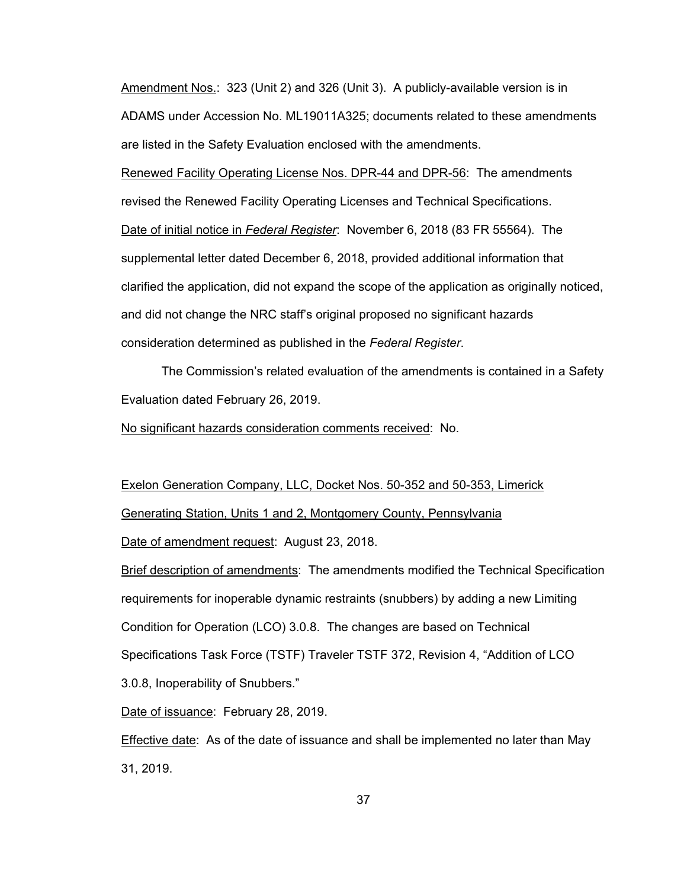Amendment Nos.: 323 (Unit 2) and 326 (Unit 3). A publicly-available version is in ADAMS under Accession No. ML19011A325; documents related to these amendments are listed in the Safety Evaluation enclosed with the amendments.

Renewed Facility Operating License Nos. DPR-44 and DPR-56: The amendments revised the Renewed Facility Operating Licenses and Technical Specifications.

Date of initial notice in *Federal Register*: November 6, 2018 (83 FR 55564). The supplemental letter dated December 6, 2018, provided additional information that clarified the application, did not expand the scope of the application as originally noticed, and did not change the NRC staff's original proposed no significant hazards consideration determined as published in the *Federal Register*.

The Commission's related evaluation of the amendments is contained in a Safety Evaluation dated February 26, 2019.

No significant hazards consideration comments received: No.

Exelon Generation Company, LLC, Docket Nos. 50-352 and 50-353, Limerick Generating Station, Units 1 and 2, Montgomery County, Pennsylvania

Date of amendment request: August 23, 2018.

Brief description of amendments: The amendments modified the Technical Specification requirements for inoperable dynamic restraints (snubbers) by adding a new Limiting Condition for Operation (LCO) 3.0.8. The changes are based on Technical Specifications Task Force (TSTF) Traveler TSTF 372, Revision 4, "Addition of LCO 3.0.8, Inoperability of Snubbers."

Date of issuance: February 28, 2019.

Effective date: As of the date of issuance and shall be implemented no later than May 31, 2019.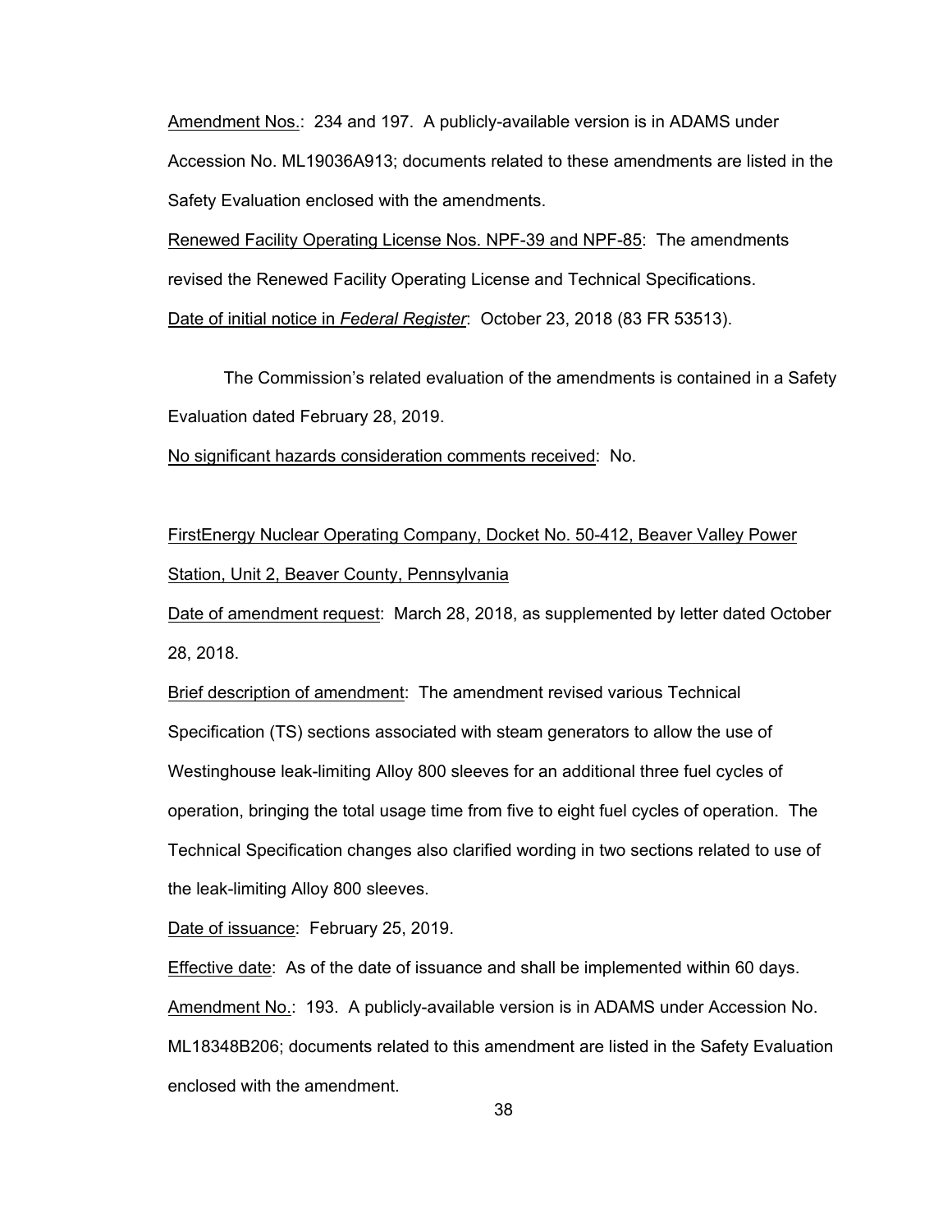Amendment Nos.: 234 and 197. A publicly-available version is in ADAMS under Accession No. ML19036A913; documents related to these amendments are listed in the Safety Evaluation enclosed with the amendments.

Renewed Facility Operating License Nos. NPF-39 and NPF-85: The amendments revised the Renewed Facility Operating License and Technical Specifications.

Date of initial notice in *Federal Register*: October 23, 2018 (83 FR 53513).

The Commission's related evaluation of the amendments is contained in a Safety Evaluation dated February 28, 2019.

No significant hazards consideration comments received: No.

FirstEnergy Nuclear Operating Company, Docket No. 50-412, Beaver Valley Power Station, Unit 2, Beaver County, Pennsylvania

Date of amendment request: March 28, 2018, as supplemented by letter dated October 28, 2018.

Brief description of amendment: The amendment revised various Technical Specification (TS) sections associated with steam generators to allow the use of Westinghouse leak-limiting Alloy 800 sleeves for an additional three fuel cycles of operation, bringing the total usage time from five to eight fuel cycles of operation. The Technical Specification changes also clarified wording in two sections related to use of the leak-limiting Alloy 800 sleeves.

Date of issuance: February 25, 2019.

Effective date: As of the date of issuance and shall be implemented within 60 days.

Amendment No.: 193. A publicly-available version is in ADAMS under Accession No. ML18348B206; documents related to this amendment are listed in the Safety Evaluation enclosed with the amendment.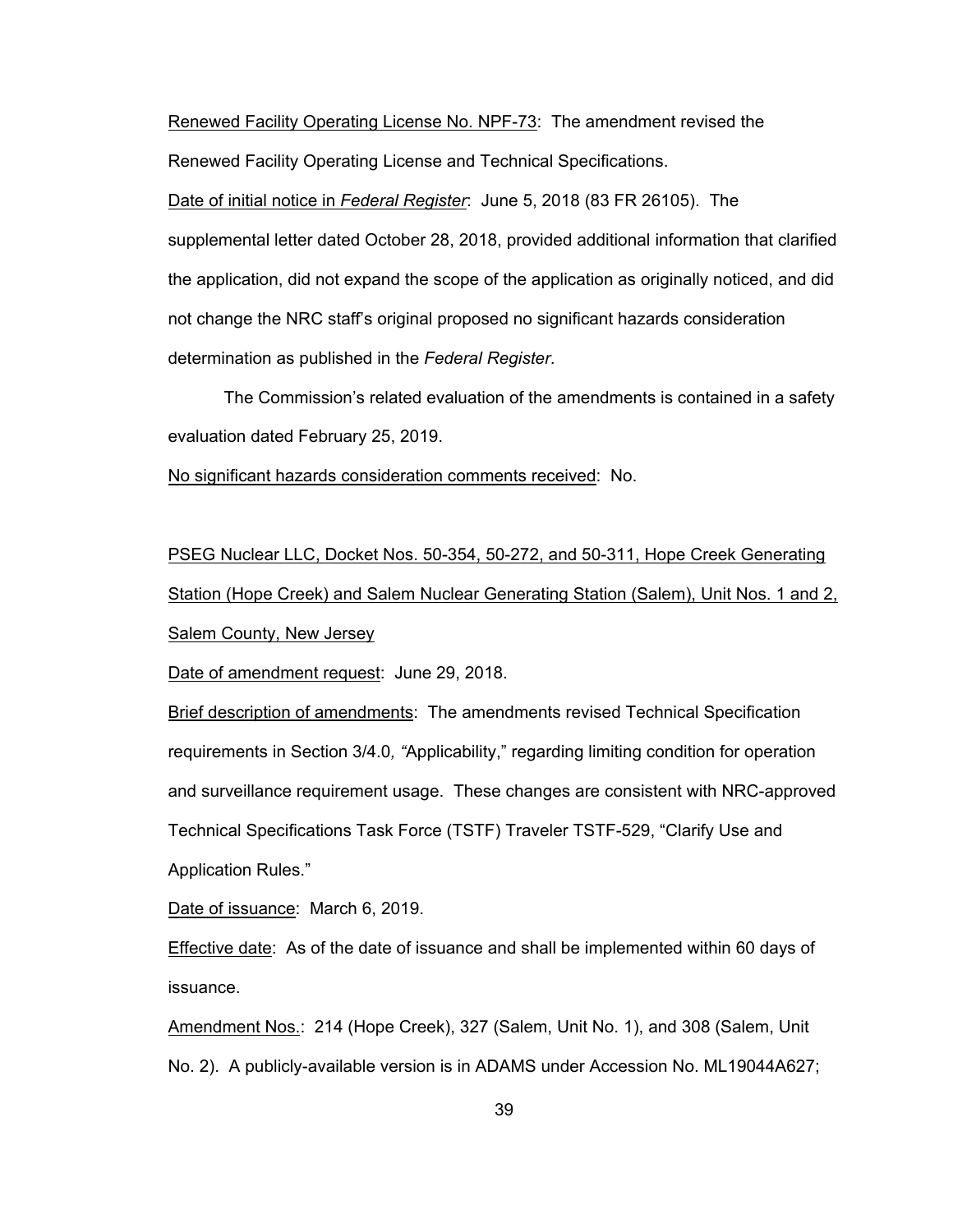Renewed Facility Operating License No. NPF-73: The amendment revised the Renewed Facility Operating License and Technical Specifications.

Date of initial notice in *Federal Register*: June 5, 2018 (83 FR 26105). The supplemental letter dated October 28, 2018, provided additional information that clarified the application, did not expand the scope of the application as originally noticed, and did not change the NRC staff's original proposed no significant hazards consideration determination as published in the *Federal Register*.

The Commission's related evaluation of the amendments is contained in a safety evaluation dated February 25, 2019.

No significant hazards consideration comments received: No.

PSEG Nuclear LLC, Docket Nos. 50-354, 50-272, and 50-311, Hope Creek Generating Station (Hope Creek) and Salem Nuclear Generating Station (Salem), Unit Nos. 1 and 2, Salem County, New Jersey

Date of amendment request: June 29, 2018.

Brief description of amendments: The amendments revised Technical Specification requirements in Section 3/4.0, "Applicability," regarding limiting condition for operation and surveillance requirement usage. These changes are consistent with NRC-approved Technical Specifications Task Force (TSTF) Traveler TSTF-529, "Clarify Use and Application Rules."

Date of issuance: March 6, 2019.

Effective date: As of the date of issuance and shall be implemented within 60 days of issuance.

Amendment Nos.: 214 (Hope Creek), 327 (Salem, Unit No. 1), and 308 (Salem, Unit No. 2). A publicly-available version is in ADAMS under Accession No. ML19044A627;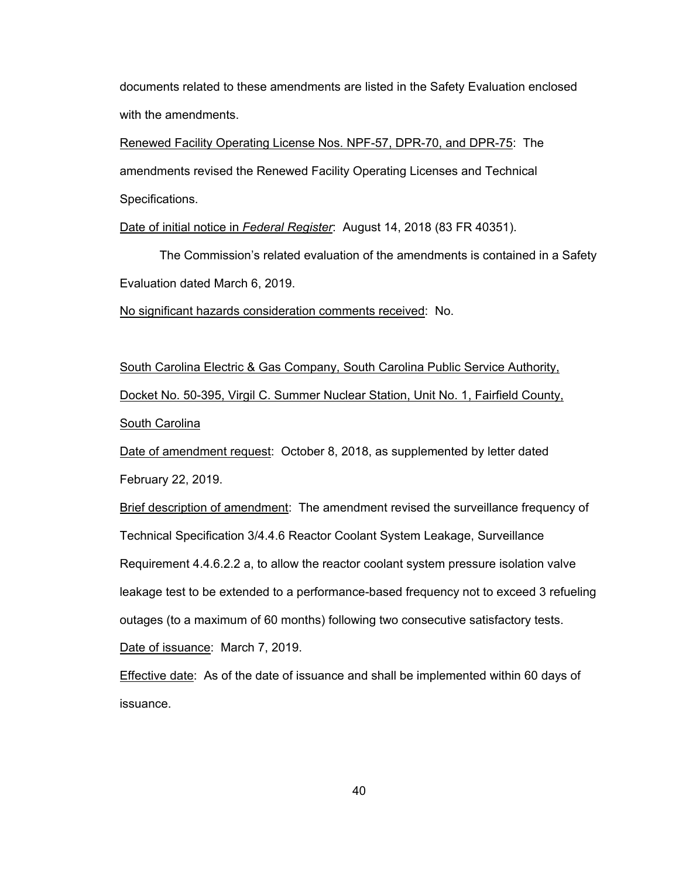documents related to these amendments are listed in the Safety Evaluation enclosed with the amendments.

Renewed Facility Operating License Nos. NPF-57, DPR-70, and DPR-75: The amendments revised the Renewed Facility Operating Licenses and Technical Specifications.

Date of initial notice in *Federal Register*: August 14, 2018 (83 FR 40351).

The Commission's related evaluation of the amendments is contained in a Safety Evaluation dated March 6, 2019.

No significant hazards consideration comments received: No.

South Carolina Electric & Gas Company, South Carolina Public Service Authority, Docket No. 50-395, Virgil C. Summer Nuclear Station, Unit No. 1, Fairfield County, South Carolina

Date of amendment request: October 8, 2018, as supplemented by letter dated February 22, 2019.

Brief description of amendment: The amendment revised the surveillance frequency of Technical Specification 3/4.4.6 Reactor Coolant System Leakage, Surveillance Requirement 4.4.6.2.2 a, to allow the reactor coolant system pressure isolation valve leakage test to be extended to a performance-based frequency not to exceed 3 refueling outages (to a maximum of 60 months) following two consecutive satisfactory tests.

Date of issuance: March 7, 2019.

Effective date: As of the date of issuance and shall be implemented within 60 days of issuance.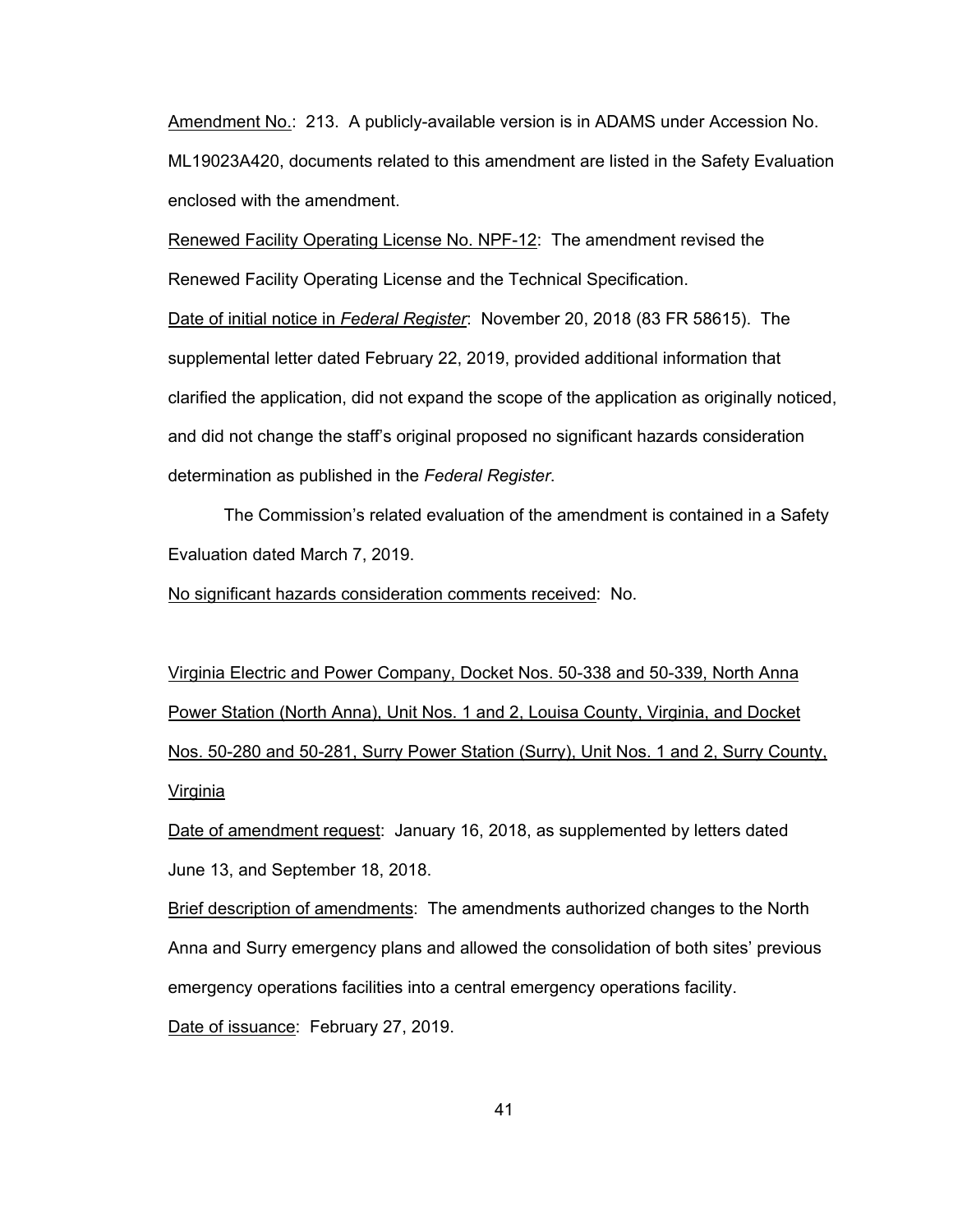Amendment No.: 213. A publicly-available version is in ADAMS under Accession No. ML19023A420, documents related to this amendment are listed in the Safety Evaluation enclosed with the amendment.

Renewed Facility Operating License No. NPF-12: The amendment revised the Renewed Facility Operating License and the Technical Specification.

Date of initial notice in *Federal Register*: November 20, 2018 (83 FR 58615). The supplemental letter dated February 22, 2019, provided additional information that clarified the application, did not expand the scope of the application as originally noticed, and did not change the staff's original proposed no significant hazards consideration determination as published in the *Federal Register*.

The Commission's related evaluation of the amendment is contained in a Safety Evaluation dated March 7, 2019.

No significant hazards consideration comments received: No.

Virginia Electric and Power Company, Docket Nos. 50-338 and 50-339, North Anna Power Station (North Anna), Unit Nos. 1 and 2, Louisa County, Virginia, and Docket Nos. 50-280 and 50-281, Surry Power Station (Surry), Unit Nos. 1 and 2, Surry County, Virginia

Date of amendment request: January 16, 2018, as supplemented by letters dated June 13, and September 18, 2018.

Brief description of amendments: The amendments authorized changes to the North Anna and Surry emergency plans and allowed the consolidation of both sites' previous emergency operations facilities into a central emergency operations facility.

Date of issuance: February 27, 2019.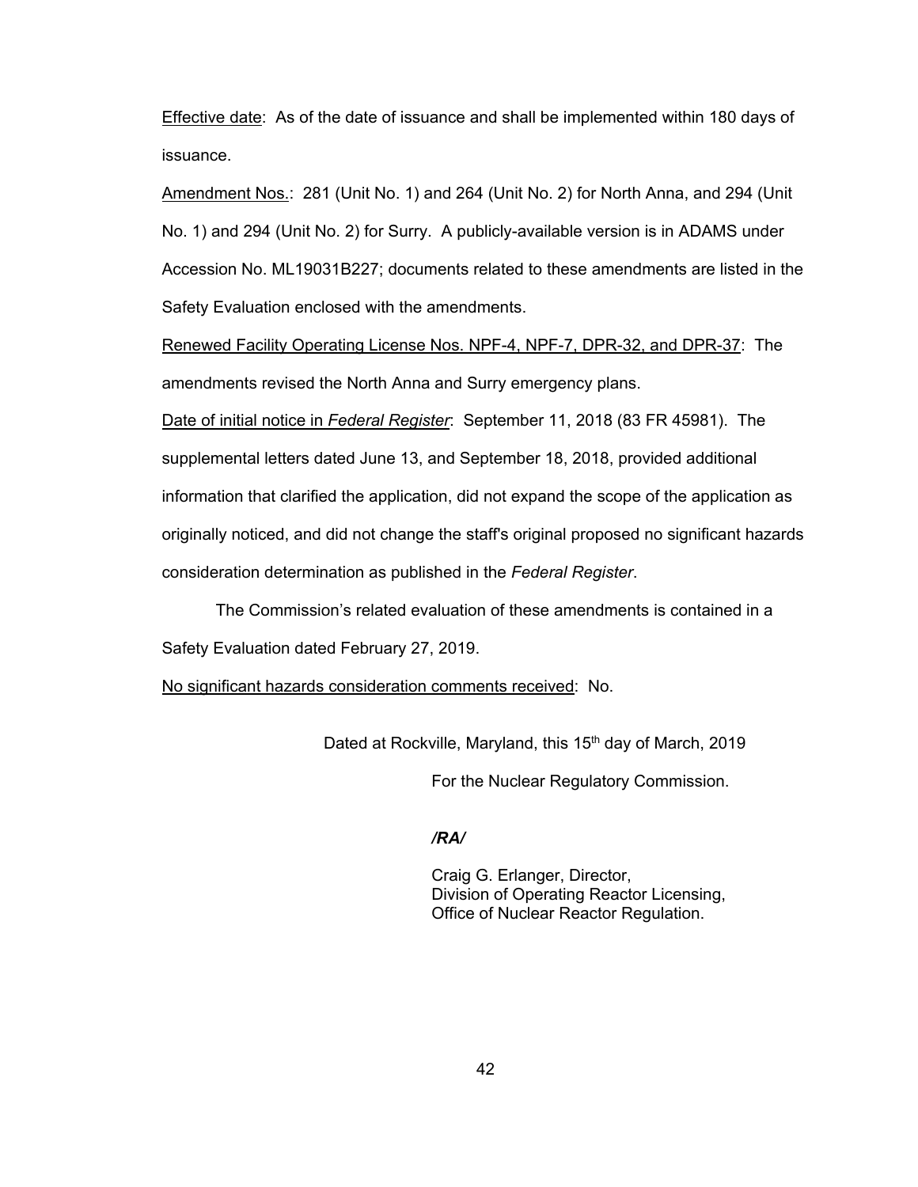Effective date: As of the date of issuance and shall be implemented within 180 days of issuance.

Amendment Nos.: 281 (Unit No. 1) and 264 (Unit No. 2) for North Anna, and 294 (Unit No. 1) and 294 (Unit No. 2) for Surry. A publicly-available version is in ADAMS under Accession No. ML19031B227; documents related to these amendments are listed in the Safety Evaluation enclosed with the amendments.

Renewed Facility Operating License Nos. NPF-4, NPF-7, DPR-32, and DPR-37: The amendments revised the North Anna and Surry emergency plans.

Date of initial notice in *Federal Register*: September 11, 2018 (83 FR 45981). The supplemental letters dated June 13, and September 18, 2018, provided additional information that clarified the application, did not expand the scope of the application as originally noticed, and did not change the staff's original proposed no significant hazards consideration determination as published in the *Federal Register*.

The Commission's related evaluation of these amendments is contained in a Safety Evaluation dated February 27, 2019.

No significant hazards consideration comments received: No.

Dated at Rockville, Maryland, this 15th day of March, 2019

For the Nuclear Regulatory Commission.

***/RA/***

Craig G. Erlanger, Director,
Division of Operating Reactor Licensing,
Office of Nuclear Reactor Regulation.